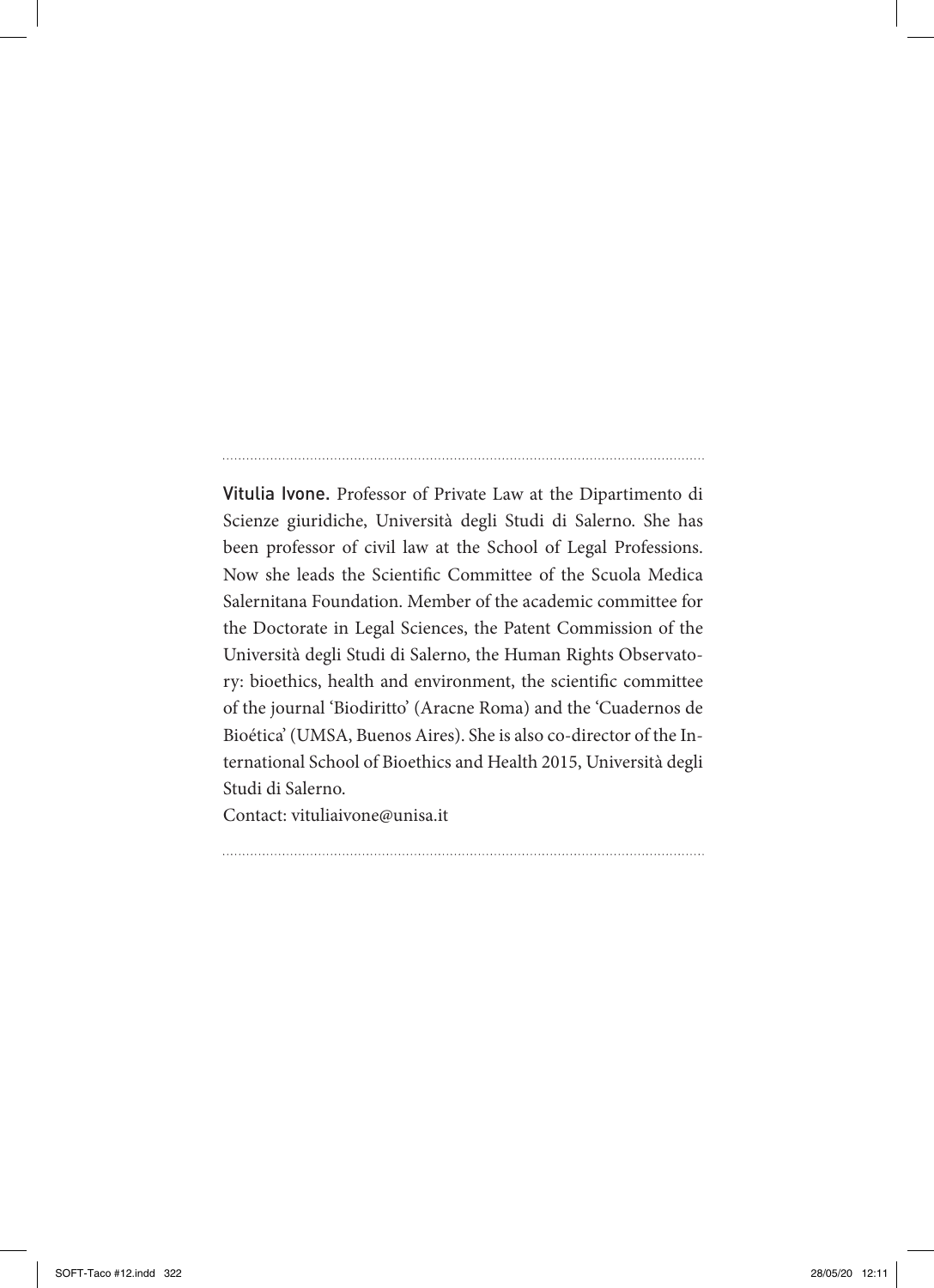**Vitulia Ivone.** Professor of Private Law at the Dipartimento di Scienze giuridiche, Università degli Studi di Salerno. She has been professor of civil law at the School of Legal Professions. Now she leads the Scientific Committee of the Scuola Medica Salernitana Foundation. Member of the academic committee for the Doctorate in Legal Sciences, the Patent Commission of the Università degli Studi di Salerno, the Human Rights Observatory: bioethics, health and environment, the scientific committee of the journal 'Biodiritto' (Aracne Roma) and the 'Cuadernos de Bioética' (UMSA, Buenos Aires). She is also co-director of the International School of Bioethics and Health 2015, Università degli Studi di Salerno.

Contact: vituliaivone@unisa.it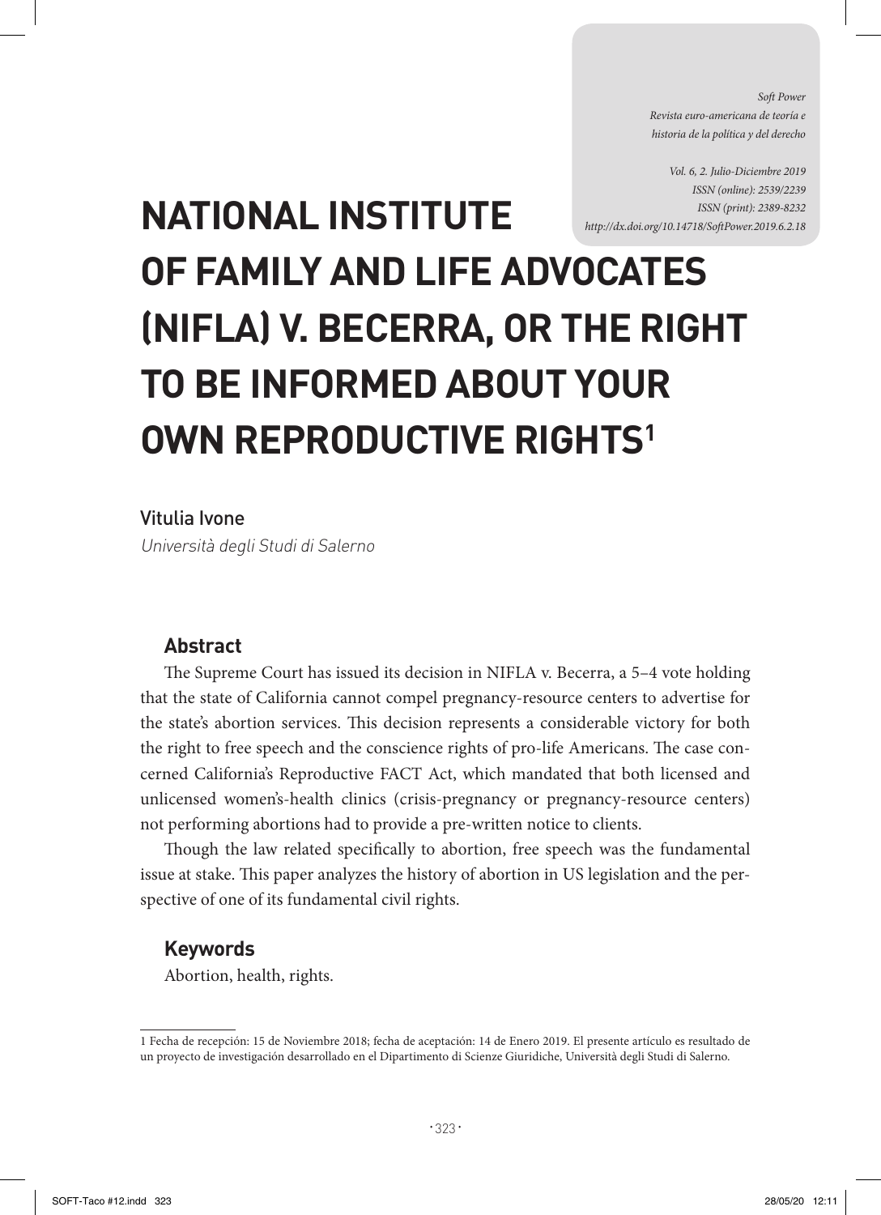# NATIONAL INSTITUTE OF FAMILY AND LIFE ADVOCATES (NIFLA) V. BECERRA, OR THE RIGHT TO BE INFORMED ABOUT YOUR OWN REPRODUCTIVE RIGHTS[1]

Vitulia Ivone

*Università degli Studi di Salerno*

### Abstract

The Supreme Court has issued its decision in NIFLA v. Becerra, a 5–4 vote holding that the state of California cannot compel pregnancy-resource centers to advertise for the state's abortion services. This decision represents a considerable victory for both the right to free speech and the conscience rights of pro-life Americans. The case concerned California's Reproductive FACT Act, which mandated that both licensed and unlicensed women's-health clinics (crisis-pregnancy or pregnancy-resource centers) not performing abortions had to provide a pre-written notice to clients.

Though the law related specifically to abortion, free speech was the fundamental issue at stake. This paper analyzes the history of abortion in US legislation and the perspective of one of its fundamental civil rights.

### Keywords

Abortion, health, rights.

---

1 Fecha de recepción: 15 de Noviembre 2018; fecha de aceptación: 14 de Enero 2019. El presente artículo es resultado de un proyecto de investigación desarrollado en el Dipartimento di Scienze Giuridiche, Università degli Studi di Salerno.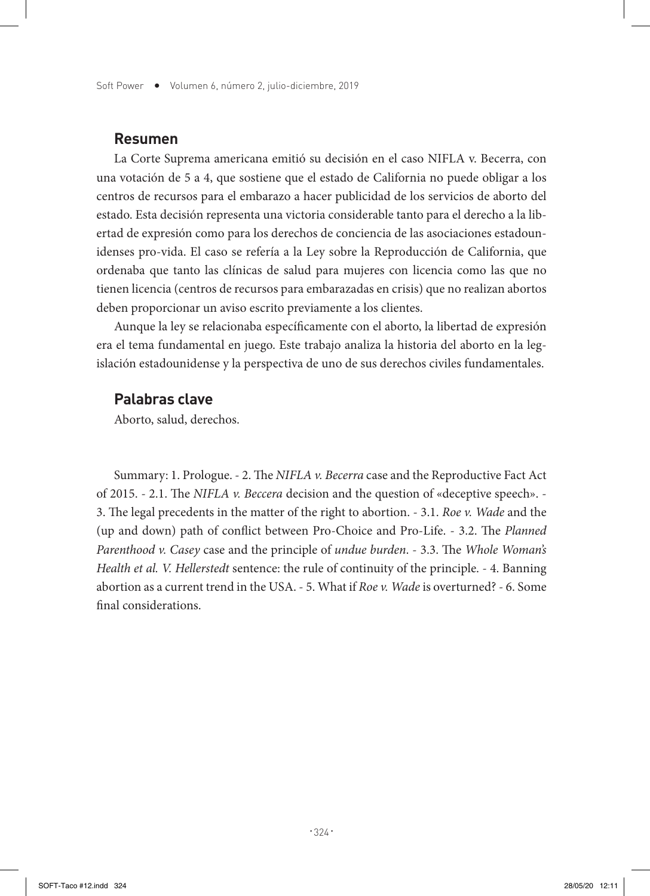## Resumen

La Corte Suprema americana emitió su decisión en el caso NIFLA v. Becerra, con una votación de 5 a 4, que sostiene que el estado de California no puede obligar a los centros de recursos para el embarazo a hacer publicidad de los servicios de aborto del estado. Esta decisión representa una victoria considerable tanto para el derecho a la libertad de expresión como para los derechos de conciencia de las asociaciones estadounidenses pro-vida. El caso se refería a la Ley sobre la Reproducción de California, que ordenaba que tanto las clínicas de salud para mujeres con licencia como las que no tienen licencia (centros de recursos para embarazadas en crisis) que no realizan abortos deben proporcionar un aviso escrito previamente a los clientes.

Aunque la ley se relacionaba específicamente con el aborto, la libertad de expresión era el tema fundamental en juego. Este trabajo analiza la historia del aborto en la legislación estadounidense y la perspectiva de uno de sus derechos civiles fundamentales.

## Palabras clave

Aborto, salud, derechos.

Summary: 1. Prologue. - 2. The *NIFLA v. Becerra* case and the Reproductive Fact Act of 2015. - 2.1. The *NIFLA v. Beccera* decision and the question of «deceptive speech». - 3. The legal precedents in the matter of the right to abortion. - 3.1. *Roe v. Wade* and the (up and down) path of conflict between Pro-Choice and Pro-Life. - 3.2. The *Planned Parenthood v. Casey* case and the principle of *undue burden*. - 3.3. The *Whole Woman's Health et al. V. Hellerstedt* sentence: the rule of continuity of the principle. - 4. Banning abortion as a current trend in the USA. - 5. What if *Roe v. Wade* is overturned? - 6. Some final considerations.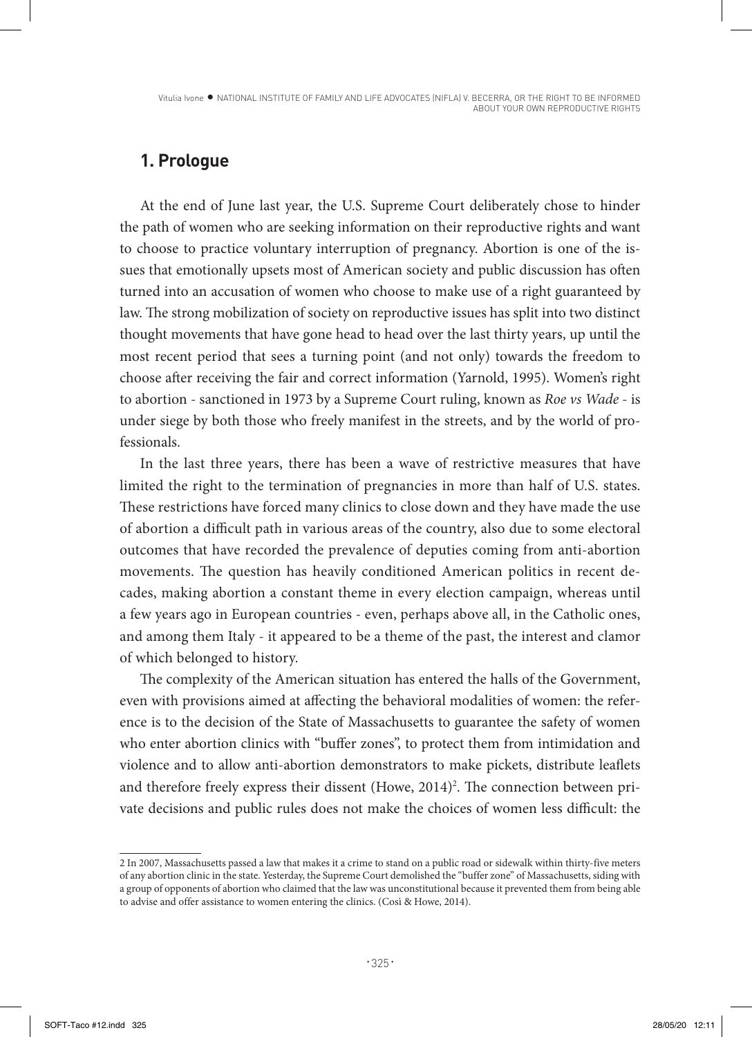## 1. Prologue

At the end of June last year, the U.S. Supreme Court deliberately chose to hinder the path of women who are seeking information on their reproductive rights and want to choose to practice voluntary interruption of pregnancy. Abortion is one of the issues that emotionally upsets most of American society and public discussion has often turned into an accusation of women who choose to make use of a right guaranteed by law. The strong mobilization of society on reproductive issues has split into two distinct thought movements that have gone head to head over the last thirty years, up until the most recent period that sees a turning point (and not only) towards the freedom to choose after receiving the fair and correct information (Yarnold, 1995). Women's right to abortion - sanctioned in 1973 by a Supreme Court ruling, known as *Roe vs Wade* - is under siege by both those who freely manifest in the streets, and by the world of professionals.

In the last three years, there has been a wave of restrictive measures that have limited the right to the termination of pregnancies in more than half of U.S. states. These restrictions have forced many clinics to close down and they have made the use of abortion a difficult path in various areas of the country, also due to some electoral outcomes that have recorded the prevalence of deputies coming from anti-abortion movements. The question has heavily conditioned American politics in recent decades, making abortion a constant theme in every election campaign, whereas until a few years ago in European countries - even, perhaps above all, in the Catholic ones, and among them Italy - it appeared to be a theme of the past, the interest and clamor of which belonged to history.

The complexity of the American situation has entered the halls of the Government, even with provisions aimed at affecting the behavioral modalities of women: the reference is to the decision of the State of Massachusetts to guarantee the safety of women who enter abortion clinics with "buffer zones", to protect them from intimidation and violence and to allow anti-abortion demonstrators to make pickets, distribute leaflets and therefore freely express their dissent (Howe, 2014)[2]. The connection between private decisions and public rules does not make the choices of women less difficult: the

2 In 2007, Massachusetts passed a law that makes it a crime to stand on a public road or sidewalk within thirty-five meters of any abortion clinic in the state. Yesterday, the Supreme Court demolished the "buffer zone" of Massachusetts, siding with a group of opponents of abortion who claimed that the law was unconstitutional because it prevented them from being able to advise and offer assistance to women entering the clinics. (Così & Howe, 2014).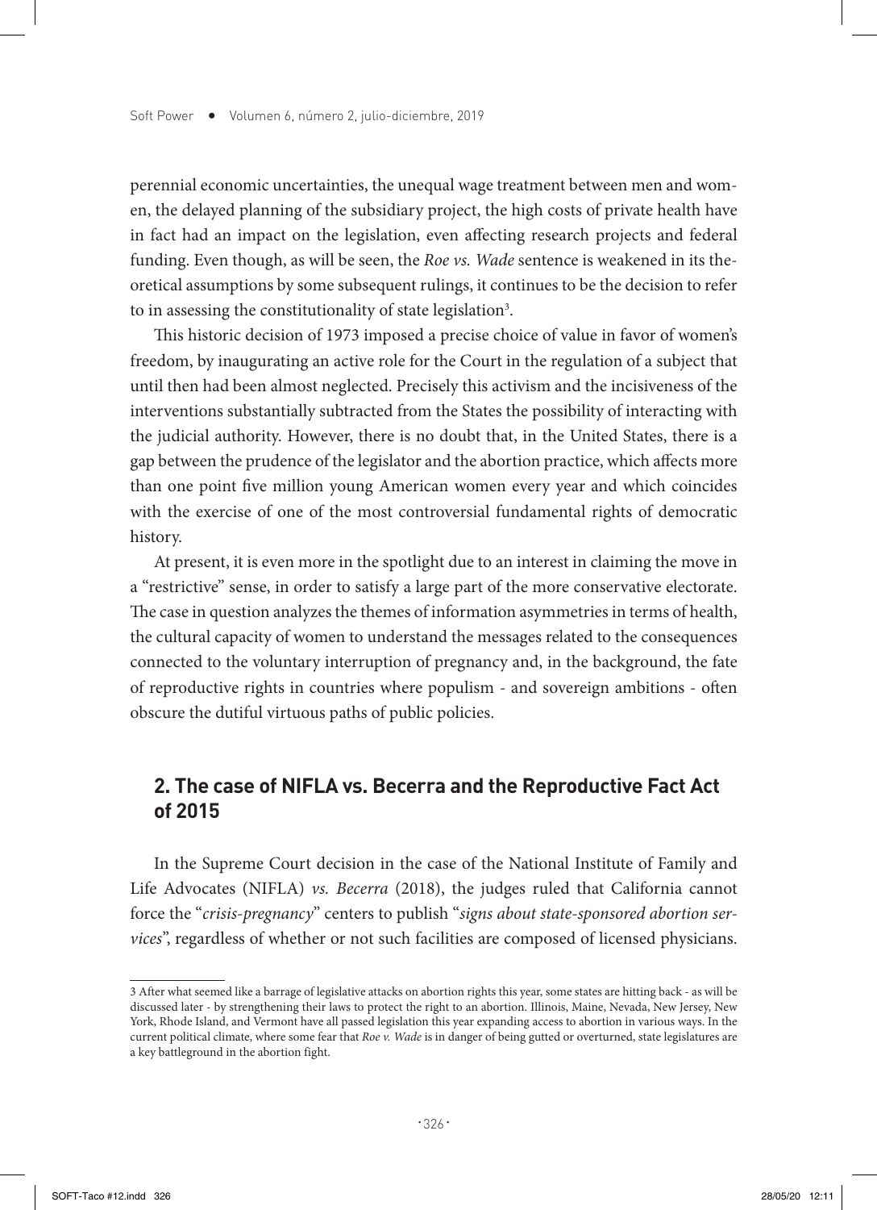perennial economic uncertainties, the unequal wage treatment between men and women, the delayed planning of the subsidiary project, the high costs of private health have in fact had an impact on the legislation, even affecting research projects and federal funding. Even though, as will be seen, the *Roe vs. Wade* sentence is weakened in its theoretical assumptions by some subsequent rulings, it continues to be the decision to refer to in assessing the constitutionality of state legislation[3].

This historic decision of 1973 imposed a precise choice of value in favor of women's freedom, by inaugurating an active role for the Court in the regulation of a subject that until then had been almost neglected. Precisely this activism and the incisiveness of the interventions substantially subtracted from the States the possibility of interacting with the judicial authority. However, there is no doubt that, in the United States, there is a gap between the prudence of the legislator and the abortion practice, which affects more than one point five million young American women every year and which coincides with the exercise of one of the most controversial fundamental rights of democratic history.

At present, it is even more in the spotlight due to an interest in claiming the move in a "restrictive" sense, in order to satisfy a large part of the more conservative electorate. The case in question analyzes the themes of information asymmetries in terms of health, the cultural capacity of women to understand the messages related to the consequences connected to the voluntary interruption of pregnancy and, in the background, the fate of reproductive rights in countries where populism - and sovereign ambitions - often obscure the dutiful virtuous paths of public policies.

## 2. The case of NIFLA vs. Becerra and the Reproductive Fact Act of 2015

In the Supreme Court decision in the case of the National Institute of Family and Life Advocates (NIFLA) *vs. Becerra* (2018), the judges ruled that California cannot force the "*crisis-pregnancy*" centers to publish "*signs about state-sponsored abortion services*", regardless of whether or not such facilities are composed of licensed physicians.

---

3 After what seemed like a barrage of legislative attacks on abortion rights this year, some states are hitting back - as will be discussed later - by strengthening their laws to protect the right to an abortion. Illinois, Maine, Nevada, New Jersey, New York, Rhode Island, and Vermont have all passed legislation this year expanding access to abortion in various ways. In the current political climate, where some fear that *Roe v. Wade* is in danger of being gutted or overturned, state legislatures are a key battleground in the abortion fight.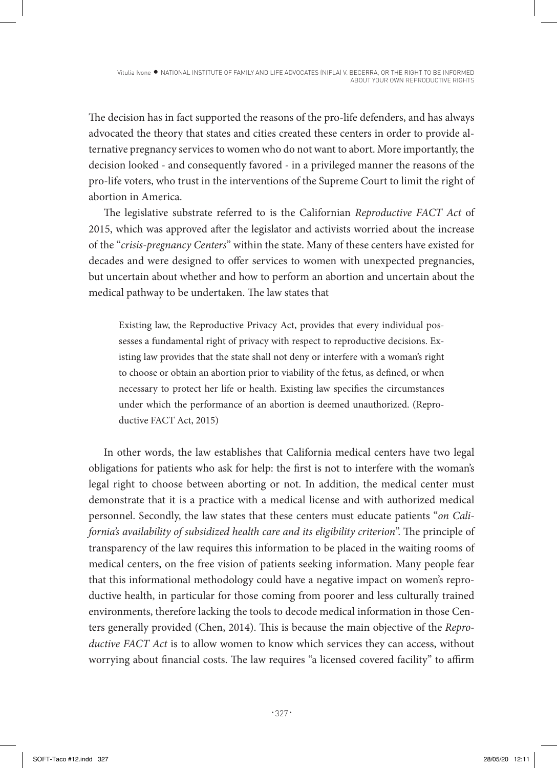The decision has in fact supported the reasons of the pro-life defenders, and has always advocated the theory that states and cities created these centers in order to provide alternative pregnancy services to women who do not want to abort. More importantly, the decision looked - and consequently favored - in a privileged manner the reasons of the pro-life voters, who trust in the interventions of the Supreme Court to limit the right of abortion in America.

The legislative substrate referred to is the Californian *Reproductive FACT Act* of 2015, which was approved after the legislator and activists worried about the increase of the "*crisis-pregnancy Centers*" within the state. Many of these centers have existed for decades and were designed to offer services to women with unexpected pregnancies, but uncertain about whether and how to perform an abortion and uncertain about the medical pathway to be undertaken. The law states that

> Existing law, the Reproductive Privacy Act, provides that every individual possesses a fundamental right of privacy with respect to reproductive decisions. Existing law provides that the state shall not deny or interfere with a woman's right to choose or obtain an abortion prior to viability of the fetus, as defined, or when necessary to protect her life or health. Existing law specifies the circumstances under which the performance of an abortion is deemed unauthorized. (Reproductive FACT Act, 2015)

In other words, the law establishes that California medical centers have two legal obligations for patients who ask for help: the first is not to interfere with the woman's legal right to choose between aborting or not. In addition, the medical center must demonstrate that it is a practice with a medical license and with authorized medical personnel. Secondly, the law states that these centers must educate patients "*on California's availability of subsidized health care and its eligibility criterion*". The principle of transparency of the law requires this information to be placed in the waiting rooms of medical centers, on the free vision of patients seeking information. Many people fear that this informational methodology could have a negative impact on women's reproductive health, in particular for those coming from poorer and less culturally trained environments, therefore lacking the tools to decode medical information in those Centers generally provided (Chen, 2014). This is because the main objective of the *Reproductive FACT Act* is to allow women to know which services they can access, without worrying about financial costs. The law requires "a licensed covered facility" to affirm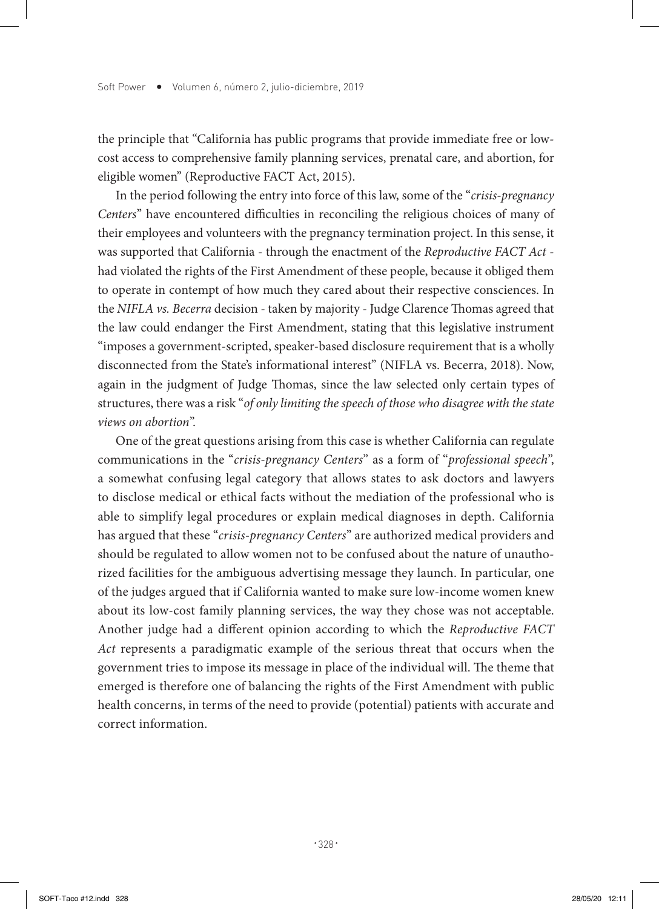the principle that "California has public programs that provide immediate free or low-cost access to comprehensive family planning services, prenatal care, and abortion, for eligible women" (Reproductive FACT Act, 2015).

In the period following the entry into force of this law, some of the "*crisis-pregnancy Centers*" have encountered difficulties in reconciling the religious choices of many of their employees and volunteers with the pregnancy termination project. In this sense, it was supported that California - through the enactment of the *Reproductive FACT Act* - had violated the rights of the First Amendment of these people, because it obliged them to operate in contempt of how much they cared about their respective consciences. In the *NIFLA vs. Becerra* decision - taken by majority - Judge Clarence Thomas agreed that the law could endanger the First Amendment, stating that this legislative instrument "imposes a government-scripted, speaker-based disclosure requirement that is a wholly disconnected from the State's informational interest" (NIFLA vs. Becerra, 2018). Now, again in the judgment of Judge Thomas, since the law selected only certain types of structures, there was a risk "*of only limiting the speech of those who disagree with the state views on abortion*".

One of the great questions arising from this case is whether California can regulate communications in the "*crisis-pregnancy Centers*" as a form of "*professional speech*", a somewhat confusing legal category that allows states to ask doctors and lawyers to disclose medical or ethical facts without the mediation of the professional who is able to simplify legal procedures or explain medical diagnoses in depth. California has argued that these "*crisis-pregnancy Centers*" are authorized medical providers and should be regulated to allow women not to be confused about the nature of unauthorized facilities for the ambiguous advertising message they launch. In particular, one of the judges argued that if California wanted to make sure low-income women knew about its low-cost family planning services, the way they chose was not acceptable. Another judge had a different opinion according to which the *Reproductive FACT Act* represents a paradigmatic example of the serious threat that occurs when the government tries to impose its message in place of the individual will. The theme that emerged is therefore one of balancing the rights of the First Amendment with public health concerns, in terms of the need to provide (potential) patients with accurate and correct information.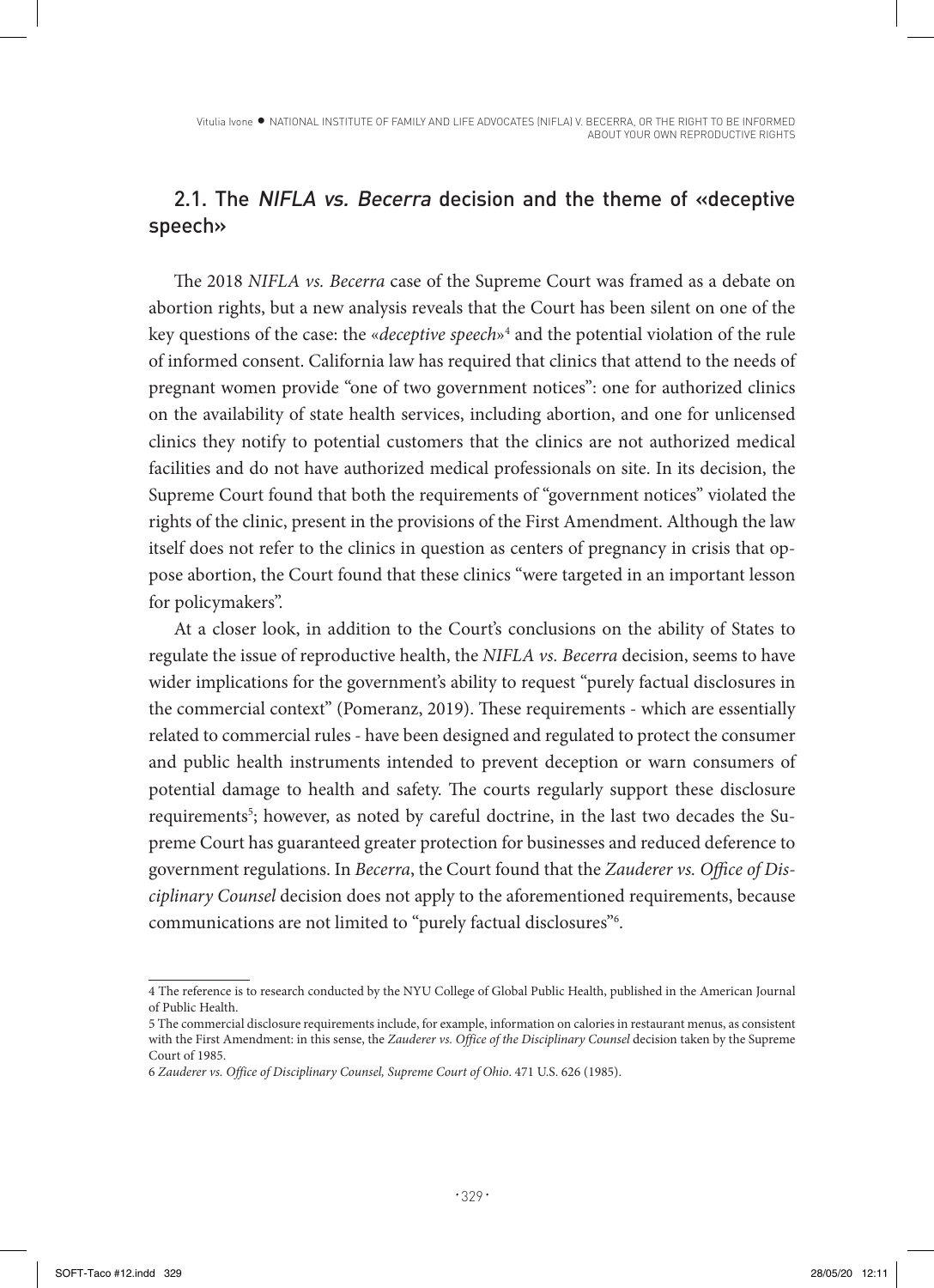## 2.1. The *NIFLA vs. Becerra* decision and the theme of «deceptive speech»

The 2018 *NIFLA vs. Becerra* case of the Supreme Court was framed as a debate on abortion rights, but a new analysis reveals that the Court has been silent on one of the key questions of the case: the «*deceptive speech*»[4] and the potential violation of the rule of informed consent. California law has required that clinics that attend to the needs of pregnant women provide "one of two government notices": one for authorized clinics on the availability of state health services, including abortion, and one for unlicensed clinics they notify to potential customers that the clinics are not authorized medical facilities and do not have authorized medical professionals on site. In its decision, the Supreme Court found that both the requirements of "government notices" violated the rights of the clinic, present in the provisions of the First Amendment. Although the law itself does not refer to the clinics in question as centers of pregnancy in crisis that oppose abortion, the Court found that these clinics "were targeted in an important lesson for policymakers".

At a closer look, in addition to the Court's conclusions on the ability of States to regulate the issue of reproductive health, the *NIFLA vs. Becerra* decision, seems to have wider implications for the government's ability to request "purely factual disclosures in the commercial context" (Pomeranz, 2019). These requirements - which are essentially related to commercial rules - have been designed and regulated to protect the consumer and public health instruments intended to prevent deception or warn consumers of potential damage to health and safety. The courts regularly support these disclosure requirements[5]; however, as noted by careful doctrine, in the last two decades the Supreme Court has guaranteed greater protection for businesses and reduced deference to government regulations. In *Becerra*, the Court found that the *Zauderer vs. Office of Disciplinary Counsel* decision does not apply to the aforementioned requirements, because communications are not limited to "purely factual disclosures"[6].

---

4 The reference is to research conducted by the NYU College of Global Public Health, published in the American Journal of Public Health.

5 The commercial disclosure requirements include, for example, information on calories in restaurant menus, as consistent with the First Amendment: in this sense, the *Zauderer vs. Office of the Disciplinary Counsel* decision taken by the Supreme Court of 1985.

6 *Zauderer vs. Office of Disciplinary Counsel, Supreme Court of Ohio*. 471 U.S. 626 (1985).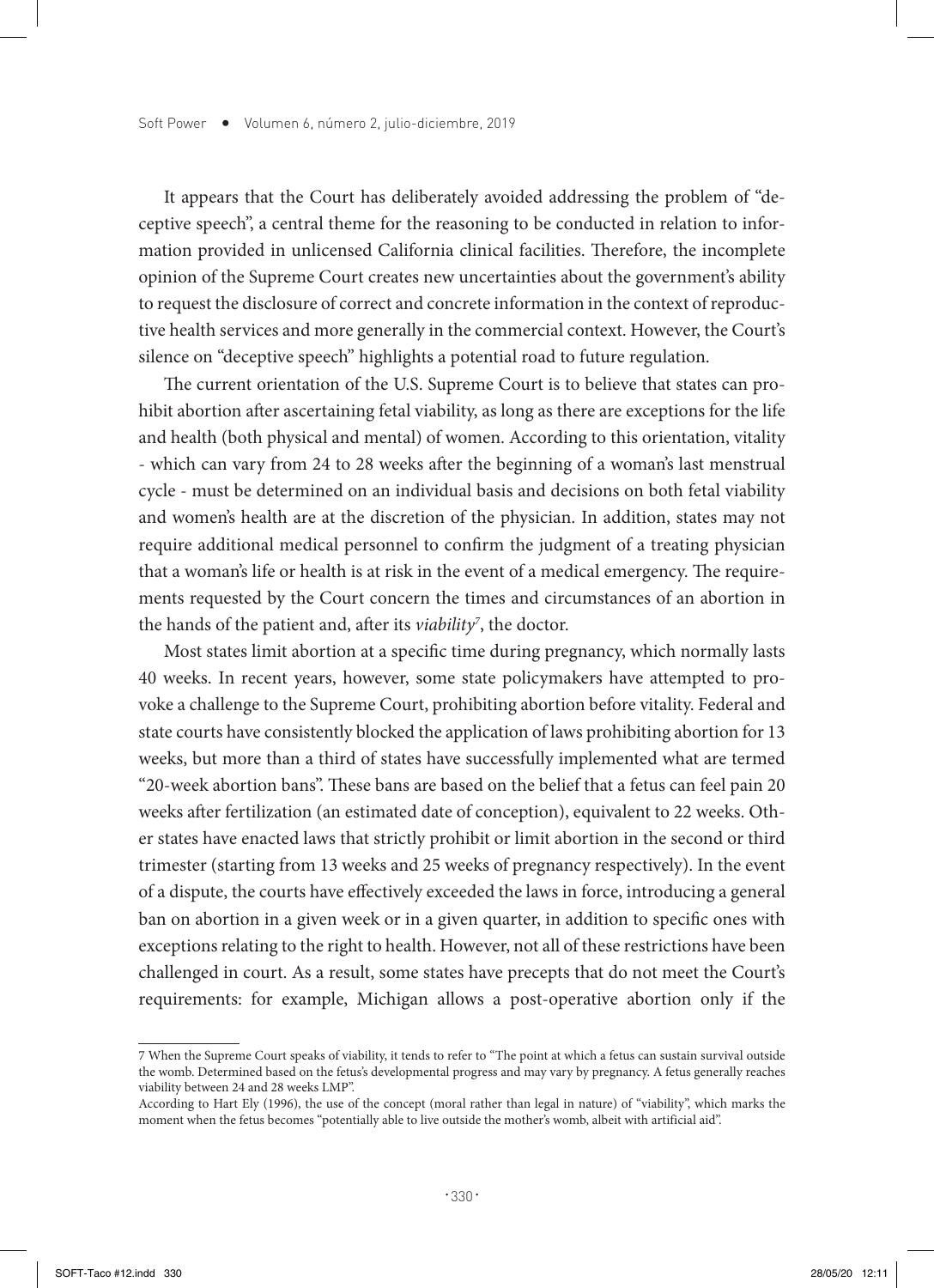It appears that the Court has deliberately avoided addressing the problem of "deceptive speech", a central theme for the reasoning to be conducted in relation to information provided in unlicensed California clinical facilities. Therefore, the incomplete opinion of the Supreme Court creates new uncertainties about the government's ability to request the disclosure of correct and concrete information in the context of reproductive health services and more generally in the commercial context. However, the Court's silence on "deceptive speech" highlights a potential road to future regulation.

The current orientation of the U.S. Supreme Court is to believe that states can prohibit abortion after ascertaining fetal viability, as long as there are exceptions for the life and health (both physical and mental) of women. According to this orientation, vitality - which can vary from 24 to 28 weeks after the beginning of a woman's last menstrual cycle - must be determined on an individual basis and decisions on both fetal viability and women's health are at the discretion of the physician. In addition, states may not require additional medical personnel to confirm the judgment of a treating physician that a woman's life or health is at risk in the event of a medical emergency. The requirements requested by the Court concern the times and circumstances of an abortion in the hands of the patient and, after its *viability*[7], the doctor.

Most states limit abortion at a specific time during pregnancy, which normally lasts 40 weeks. In recent years, however, some state policymakers have attempted to provoke a challenge to the Supreme Court, prohibiting abortion before vitality. Federal and state courts have consistently blocked the application of laws prohibiting abortion for 13 weeks, but more than a third of states have successfully implemented what are termed "20-week abortion bans". These bans are based on the belief that a fetus can feel pain 20 weeks after fertilization (an estimated date of conception), equivalent to 22 weeks. Other states have enacted laws that strictly prohibit or limit abortion in the second or third trimester (starting from 13 weeks and 25 weeks of pregnancy respectively). In the event of a dispute, the courts have effectively exceeded the laws in force, introducing a general ban on abortion in a given week or in a given quarter, in addition to specific ones with exceptions relating to the right to health. However, not all of these restrictions have been challenged in court. As a result, some states have precepts that do not meet the Court's requirements: for example, Michigan allows a post-operative abortion only if the

---

7 When the Supreme Court speaks of viability, it tends to refer to "The point at which a fetus can sustain survival outside the womb. Determined based on the fetus's developmental progress and may vary by pregnancy. A fetus generally reaches viability between 24 and 28 weeks LMP".

According to Hart Ely (1996), the use of the concept (moral rather than legal in nature) of "viability", which marks the moment when the fetus becomes "potentially able to live outside the mother's womb, albeit with artificial aid".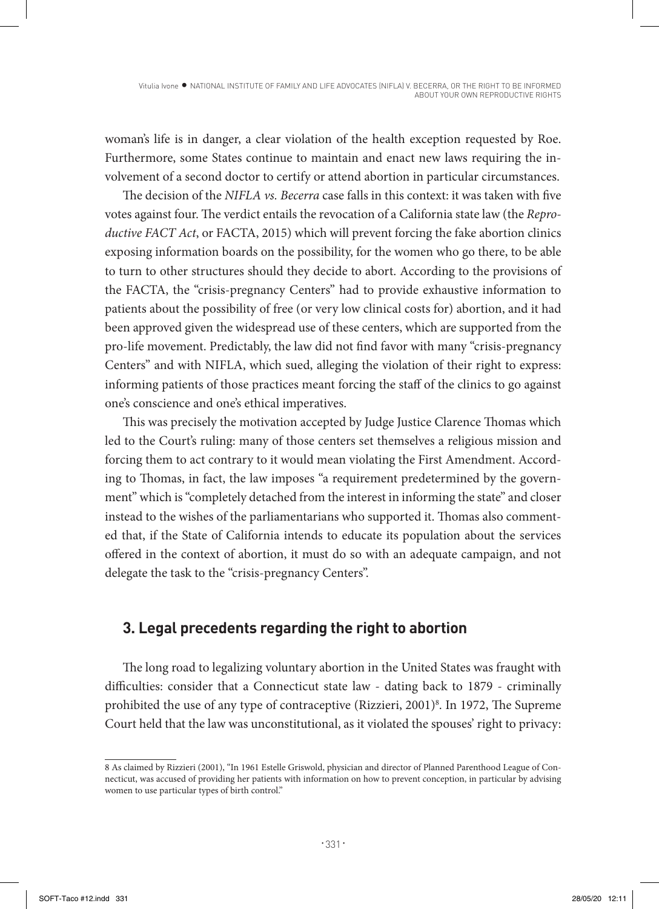woman's life is in danger, a clear violation of the health exception requested by Roe. Furthermore, some States continue to maintain and enact new laws requiring the involvement of a second doctor to certify or attend abortion in particular circumstances.

The decision of the *NIFLA vs. Becerra* case falls in this context: it was taken with five votes against four. The verdict entails the revocation of a California state law (the *Reproductive FACT Act*, or FACTA, 2015) which will prevent forcing the fake abortion clinics exposing information boards on the possibility, for the women who go there, to be able to turn to other structures should they decide to abort. According to the provisions of the FACTA, the "crisis-pregnancy Centers" had to provide exhaustive information to patients about the possibility of free (or very low clinical costs for) abortion, and it had been approved given the widespread use of these centers, which are supported from the pro-life movement. Predictably, the law did not find favor with many "crisis-pregnancy Centers" and with NIFLA, which sued, alleging the violation of their right to express: informing patients of those practices meant forcing the staff of the clinics to go against one's conscience and one's ethical imperatives.

This was precisely the motivation accepted by Judge Justice Clarence Thomas which led to the Court's ruling: many of those centers set themselves a religious mission and forcing them to act contrary to it would mean violating the First Amendment. According to Thomas, in fact, the law imposes "a requirement predetermined by the government" which is "completely detached from the interest in informing the state" and closer instead to the wishes of the parliamentarians who supported it. Thomas also commented that, if the State of California intends to educate its population about the services offered in the context of abortion, it must do so with an adequate campaign, and not delegate the task to the "crisis-pregnancy Centers".

## 3. Legal precedents regarding the right to abortion

The long road to legalizing voluntary abortion in the United States was fraught with difficulties: consider that a Connecticut state law - dating back to 1879 - criminally prohibited the use of any type of contraceptive (Rizzieri, 2001)[8]. In 1972, The Supreme Court held that the law was unconstitutional, as it violated the spouses' right to privacy:

8 As claimed by Rizzieri (2001), "In 1961 Estelle Griswold, physician and director of Planned Parenthood League of Connecticut, was accused of providing her patients with information on how to prevent conception, in particular by advising women to use particular types of birth control."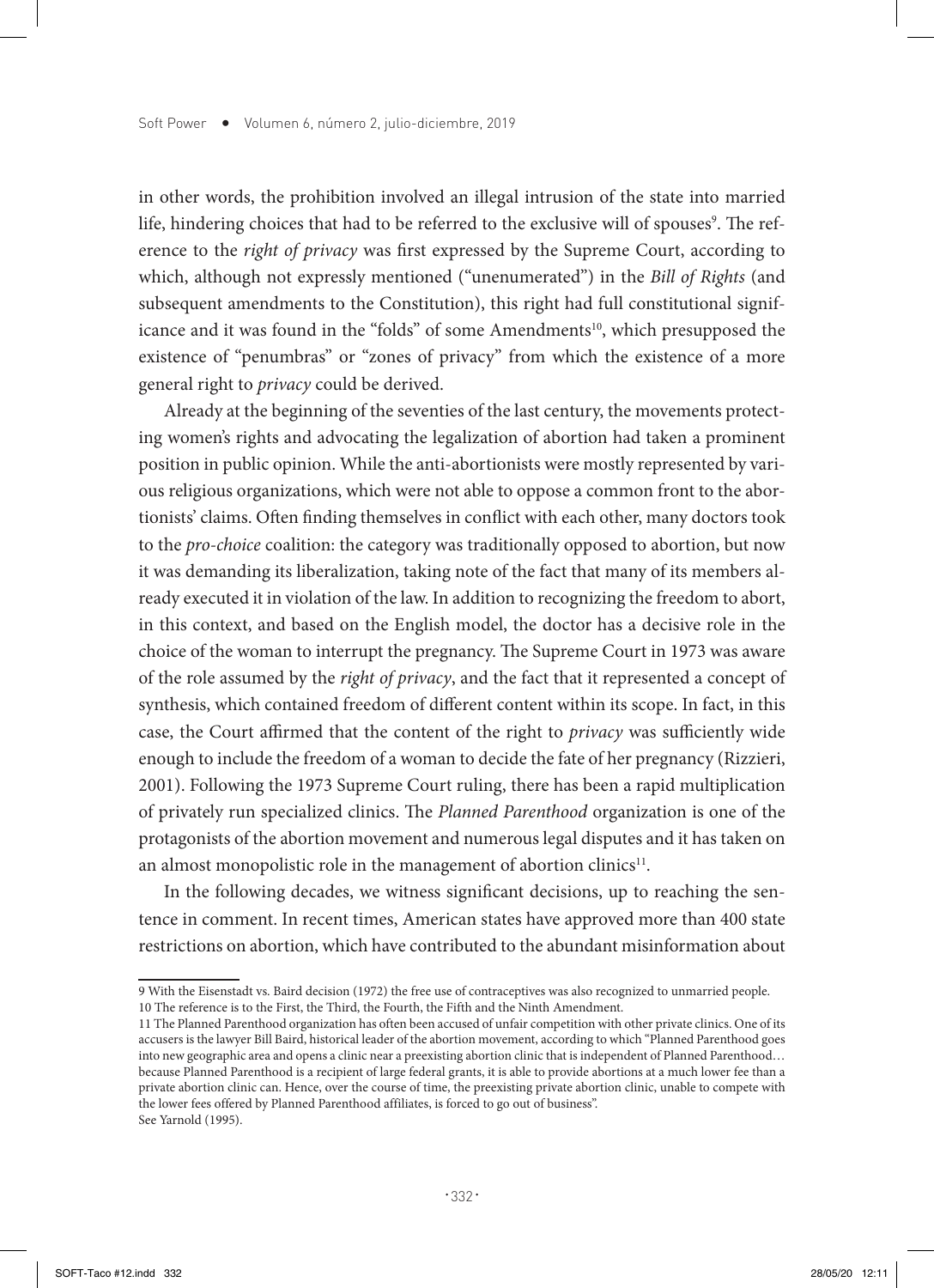in other words, the prohibition involved an illegal intrusion of the state into married life, hindering choices that had to be referred to the exclusive will of spouses[9]. The reference to the *right of privacy* was first expressed by the Supreme Court, according to which, although not expressly mentioned ("unenumerated") in the *Bill of Rights* (and subsequent amendments to the Constitution), this right had full constitutional significance and it was found in the "folds" of some Amendments[10], which presupposed the existence of "penumbras" or "zones of privacy" from which the existence of a more general right to *privacy* could be derived.

Already at the beginning of the seventies of the last century, the movements protecting women's rights and advocating the legalization of abortion had taken a prominent position in public opinion. While the anti-abortionists were mostly represented by various religious organizations, which were not able to oppose a common front to the abortionists' claims. Often finding themselves in conflict with each other, many doctors took to the *pro-choice* coalition: the category was traditionally opposed to abortion, but now it was demanding its liberalization, taking note of the fact that many of its members already executed it in violation of the law. In addition to recognizing the freedom to abort, in this context, and based on the English model, the doctor has a decisive role in the choice of the woman to interrupt the pregnancy. The Supreme Court in 1973 was aware of the role assumed by the *right of privacy*, and the fact that it represented a concept of synthesis, which contained freedom of different content within its scope. In fact, in this case, the Court affirmed that the content of the right to *privacy* was sufficiently wide enough to include the freedom of a woman to decide the fate of her pregnancy (Rizzieri, 2001). Following the 1973 Supreme Court ruling, there has been a rapid multiplication of privately run specialized clinics. The *Planned Parenthood* organization is one of the protagonists of the abortion movement and numerous legal disputes and it has taken on an almost monopolistic role in the management of abortion clinics[11].

In the following decades, we witness significant decisions, up to reaching the sentence in comment. In recent times, American states have approved more than 400 state restrictions on abortion, which have contributed to the abundant misinformation about

---

9 With the Eisenstadt vs. Baird decision (1972) the free use of contraceptives was also recognized to unmarried people.

10 The reference is to the First, the Third, the Fourth, the Fifth and the Ninth Amendment.

11 The Planned Parenthood organization has often been accused of unfair competition with other private clinics. One of its accusers is the lawyer Bill Baird, historical leader of the abortion movement, according to which "Planned Parenthood goes into new geographic area and opens a clinic near a preexisting abortion clinic that is independent of Planned Parenthood… because Planned Parenthood is a recipient of large federal grants, it is able to provide abortions at a much lower fee than a private abortion clinic can. Hence, over the course of time, the preexisting private abortion clinic, unable to compete with the lower fees offered by Planned Parenthood affiliates, is forced to go out of business". See Yarnold (1995).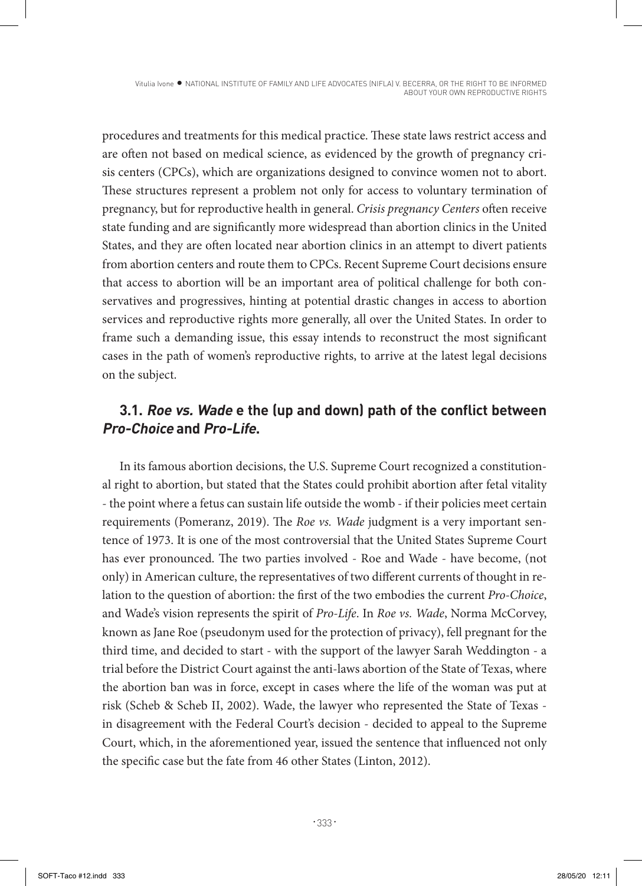procedures and treatments for this medical practice. These state laws restrict access and are often not based on medical science, as evidenced by the growth of pregnancy crisis centers (CPCs), which are organizations designed to convince women not to abort. These structures represent a problem not only for access to voluntary termination of pregnancy, but for reproductive health in general. *Crisis pregnancy Centers* often receive state funding and are significantly more widespread than abortion clinics in the United States, and they are often located near abortion clinics in an attempt to divert patients from abortion centers and route them to CPCs. Recent Supreme Court decisions ensure that access to abortion will be an important area of political challenge for both conservatives and progressives, hinting at potential drastic changes in access to abortion services and reproductive rights more generally, all over the United States. In order to frame such a demanding issue, this essay intends to reconstruct the most significant cases in the path of women's reproductive rights, to arrive at the latest legal decisions on the subject.

### 3.1. *Roe vs. Wade* e the (up and down) path of the conflict between *Pro-Choice* and *Pro-Life*.

In its famous abortion decisions, the U.S. Supreme Court recognized a constitutional right to abortion, but stated that the States could prohibit abortion after fetal vitality - the point where a fetus can sustain life outside the womb - if their policies meet certain requirements (Pomeranz, 2019). The *Roe vs. Wade* judgment is a very important sentence of 1973. It is one of the most controversial that the United States Supreme Court has ever pronounced. The two parties involved - Roe and Wade - have become, (not only) in American culture, the representatives of two different currents of thought in relation to the question of abortion: the first of the two embodies the current *Pro-Choice*, and Wade's vision represents the spirit of *Pro-Life*. In *Roe vs. Wade*, Norma McCorvey, known as Jane Roe (pseudonym used for the protection of privacy), fell pregnant for the third time, and decided to start - with the support of the lawyer Sarah Weddington - a trial before the District Court against the anti-laws abortion of the State of Texas, where the abortion ban was in force, except in cases where the life of the woman was put at risk (Scheb & Scheb II, 2002). Wade, the lawyer who represented the State of Texas - in disagreement with the Federal Court's decision - decided to appeal to the Supreme Court, which, in the aforementioned year, issued the sentence that influenced not only the specific case but the fate from 46 other States (Linton, 2012).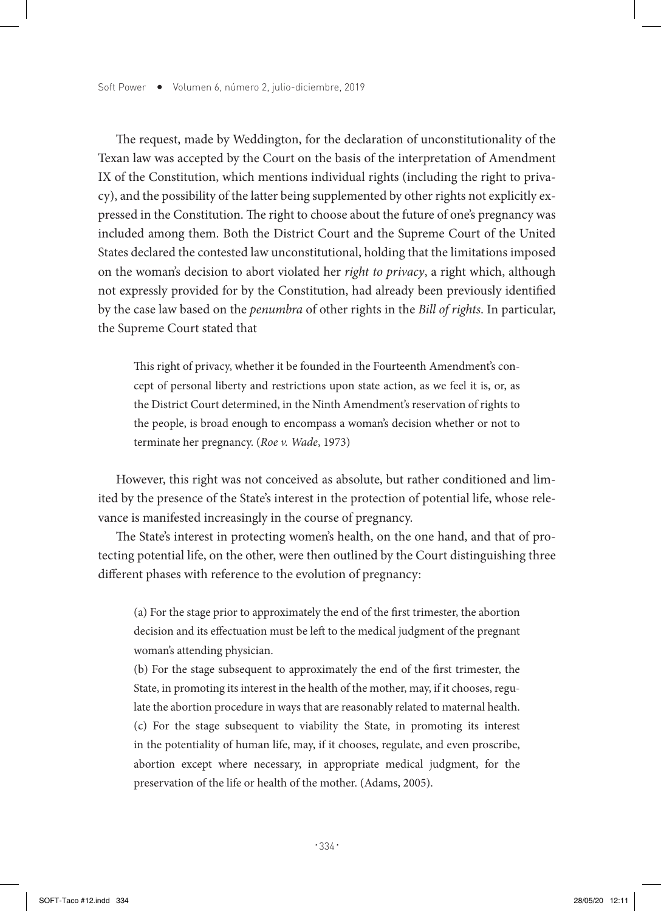The request, made by Weddington, for the declaration of unconstitutionality of the Texan law was accepted by the Court on the basis of the interpretation of Amendment IX of the Constitution, which mentions individual rights (including the right to privacy), and the possibility of the latter being supplemented by other rights not explicitly expressed in the Constitution. The right to choose about the future of one's pregnancy was included among them. Both the District Court and the Supreme Court of the United States declared the contested law unconstitutional, holding that the limitations imposed on the woman's decision to abort violated her *right to privacy*, a right which, although not expressly provided for by the Constitution, had already been previously identified by the case law based on the *penumbra* of other rights in the *Bill of rights*. In particular, the Supreme Court stated that

> This right of privacy, whether it be founded in the Fourteenth Amendment's concept of personal liberty and restrictions upon state action, as we feel it is, or, as the District Court determined, in the Ninth Amendment's reservation of rights to the people, is broad enough to encompass a woman's decision whether or not to terminate her pregnancy. (*Roe v. Wade*, 1973)

However, this right was not conceived as absolute, but rather conditioned and limited by the presence of the State's interest in the protection of potential life, whose relevance is manifested increasingly in the course of pregnancy.

The State's interest in protecting women's health, on the one hand, and that of protecting potential life, on the other, were then outlined by the Court distinguishing three different phases with reference to the evolution of pregnancy:

> (a) For the stage prior to approximately the end of the first trimester, the abortion decision and its effectuation must be left to the medical judgment of the pregnant woman's attending physician.
>
> (b) For the stage subsequent to approximately the end of the first trimester, the State, in promoting its interest in the health of the mother, may, if it chooses, regulate the abortion procedure in ways that are reasonably related to maternal health.
>
> (c) For the stage subsequent to viability the State, in promoting its interest in the potentiality of human life, may, if it chooses, regulate, and even proscribe, abortion except where necessary, in appropriate medical judgment, for the preservation of the life or health of the mother. (Adams, 2005).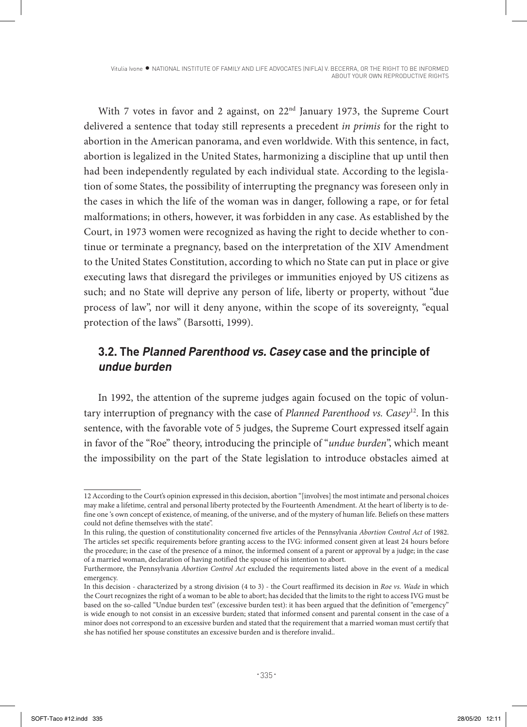With 7 votes in favor and 2 against, on 22nd January 1973, the Supreme Court delivered a sentence that today still represents a precedent *in primis* for the right to abortion in the American panorama, and even worldwide. With this sentence, in fact, abortion is legalized in the United States, harmonizing a discipline that up until then had been independently regulated by each individual state. According to the legislation of some States, the possibility of interrupting the pregnancy was foreseen only in the cases in which the life of the woman was in danger, following a rape, or for fetal malformations; in others, however, it was forbidden in any case. As established by the Court, in 1973 women were recognized as having the right to decide whether to continue or terminate a pregnancy, based on the interpretation of the XIV Amendment to the United States Constitution, according to which no State can put in place or give executing laws that disregard the privileges or immunities enjoyed by US citizens as such; and no State will deprive any person of life, liberty or property, without "due process of law", nor will it deny anyone, within the scope of its sovereignty, "equal protection of the laws" (Barsotti, 1999).

## 3.2. The *Planned Parenthood vs. Casey* case and the principle of *undue burden*

In 1992, the attention of the supreme judges again focused on the topic of voluntary interruption of pregnancy with the case of *Planned Parenthood vs. Casey*[12]. In this sentence, with the favorable vote of 5 judges, the Supreme Court expressed itself again in favor of the "Roe" theory, introducing the principle of "*undue burden*", which meant the impossibility on the part of the State legislation to introduce obstacles aimed at

---

12 According to the Court's opinion expressed in this decision, abortion "[involves] the most intimate and personal choices may make a lifetime, central and personal liberty protected by the Fourteenth Amendment. At the heart of liberty is to define one 's own concept of existence, of meaning, of the universe, and of the mystery of human life. Beliefs on these matters could not define themselves with the state".

In this ruling, the question of constitutionality concerned five articles of the Pennsylvania *Abortion Control Act* of 1982. The articles set specific requirements before granting access to the IVG: informed consent given at least 24 hours before the procedure; in the case of the presence of a minor, the informed consent of a parent or approval by a judge; in the case of a married woman, declaration of having notified the spouse of his intention to abort.

Furthermore, the Pennsylvania *Abortion Control Act* excluded the requirements listed above in the event of a medical emergency.

In this decision - characterized by a strong division (4 to 3) - the Court reaffirmed its decision in *Roe vs. Wade* in which the Court recognizes the right of a woman to be able to abort; has decided that the limits to the right to access IVG must be based on the so-called "Undue burden test" (excessive burden test): it has been argued that the definition of "emergency" is wide enough to not consist in an excessive burden; stated that informed consent and parental consent in the case of a minor does not correspond to an excessive burden and stated that the requirement that a married woman must certify that she has notified her spouse constitutes an excessive burden and is therefore invalid..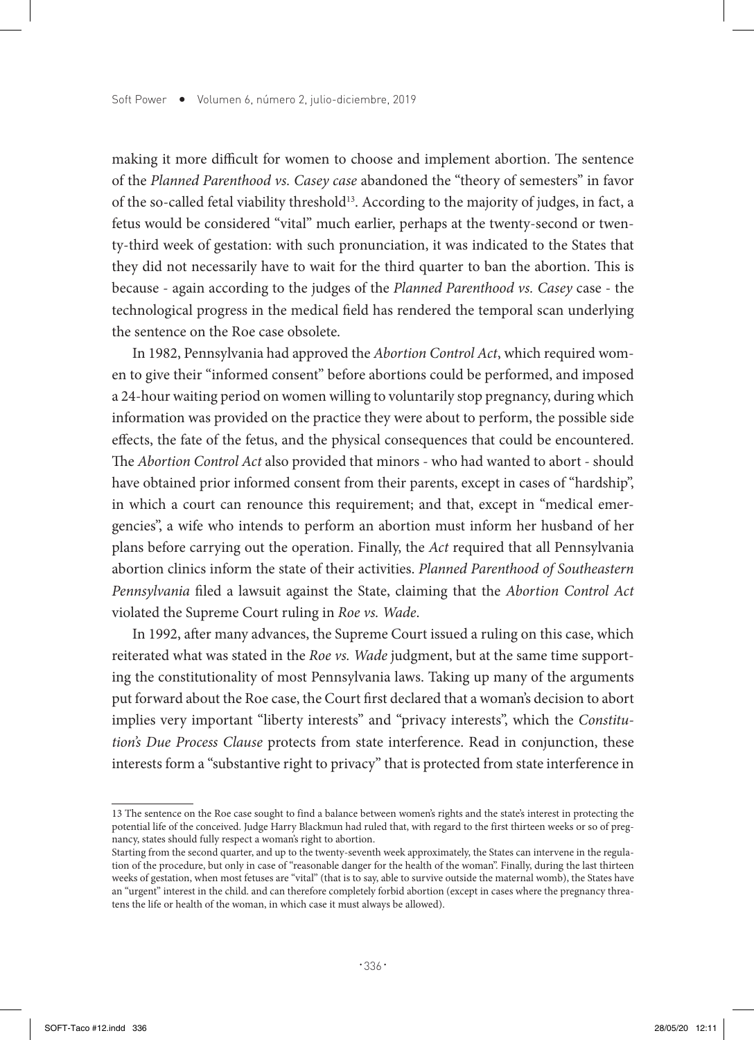making it more difficult for women to choose and implement abortion. The sentence of the *Planned Parenthood vs. Casey case* abandoned the "theory of semesters" in favor of the so-called fetal viability threshold[13]. According to the majority of judges, in fact, a fetus would be considered "vital" much earlier, perhaps at the twenty-second or twenty-third week of gestation: with such pronunciation, it was indicated to the States that they did not necessarily have to wait for the third quarter to ban the abortion. This is because - again according to the judges of the *Planned Parenthood vs. Casey* case - the technological progress in the medical field has rendered the temporal scan underlying the sentence on the Roe case obsolete.

In 1982, Pennsylvania had approved the *Abortion Control Act*, which required women to give their "informed consent" before abortions could be performed, and imposed a 24-hour waiting period on women willing to voluntarily stop pregnancy, during which information was provided on the practice they were about to perform, the possible side effects, the fate of the fetus, and the physical consequences that could be encountered. The *Abortion Control Act* also provided that minors - who had wanted to abort - should have obtained prior informed consent from their parents, except in cases of "hardship", in which a court can renounce this requirement; and that, except in "medical emergencies", a wife who intends to perform an abortion must inform her husband of her plans before carrying out the operation. Finally, the *Act* required that all Pennsylvania abortion clinics inform the state of their activities. *Planned Parenthood of Southeastern Pennsylvania* filed a lawsuit against the State, claiming that the *Abortion Control Act* violated the Supreme Court ruling in *Roe vs. Wade*.

In 1992, after many advances, the Supreme Court issued a ruling on this case, which reiterated what was stated in the *Roe vs. Wade* judgment, but at the same time supporting the constitutionality of most Pennsylvania laws. Taking up many of the arguments put forward about the Roe case, the Court first declared that a woman's decision to abort implies very important "liberty interests" and "privacy interests", which the *Constitution's Due Process Clause* protects from state interference. Read in conjunction, these interests form a "substantive right to privacy" that is protected from state interference in

---

13 The sentence on the Roe case sought to find a balance between women's rights and the state's interest in protecting the potential life of the conceived. Judge Harry Blackmun had ruled that, with regard to the first thirteen weeks or so of pregnancy, states should fully respect a woman's right to abortion.

Starting from the second quarter, and up to the twenty-seventh week approximately, the States can intervene in the regulation of the procedure, but only in case of "reasonable danger for the health of the woman". Finally, during the last thirteen weeks of gestation, when most fetuses are "vital" (that is to say, able to survive outside the maternal womb), the States have an "urgent" interest in the child. and can therefore completely forbid abortion (except in cases where the pregnancy threatens the life or health of the woman, in which case it must always be allowed).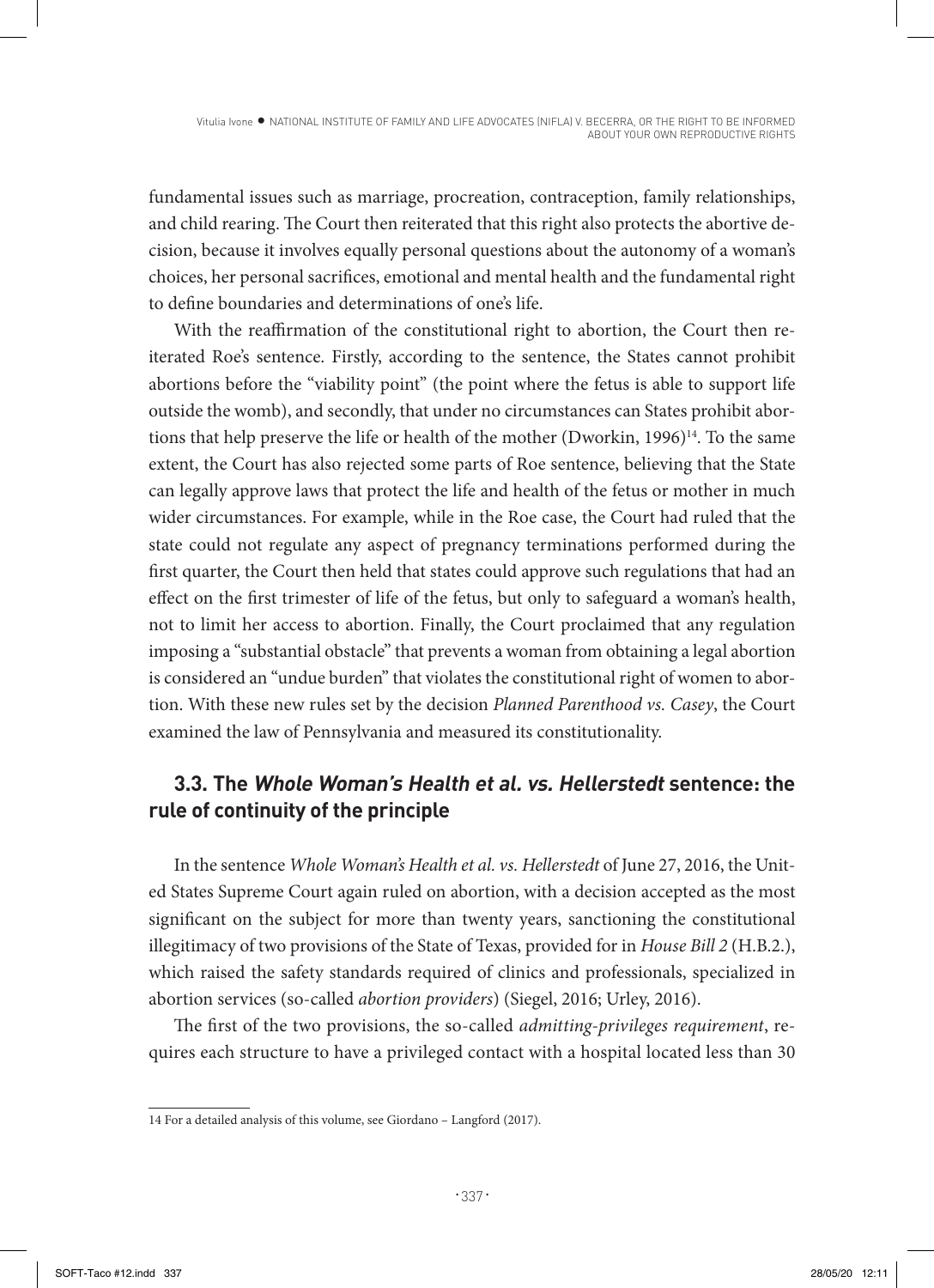fundamental issues such as marriage, procreation, contraception, family relationships, and child rearing. The Court then reiterated that this right also protects the abortive decision, because it involves equally personal questions about the autonomy of a woman's choices, her personal sacrifices, emotional and mental health and the fundamental right to define boundaries and determinations of one's life.

With the reaffirmation of the constitutional right to abortion, the Court then reiterated Roe's sentence. Firstly, according to the sentence, the States cannot prohibit abortions before the "viability point" (the point where the fetus is able to support life outside the womb), and secondly, that under no circumstances can States prohibit abortions that help preserve the life or health of the mother (Dworkin, 1996)[14]. To the same extent, the Court has also rejected some parts of Roe sentence, believing that the State can legally approve laws that protect the life and health of the fetus or mother in much wider circumstances. For example, while in the Roe case, the Court had ruled that the state could not regulate any aspect of pregnancy terminations performed during the first quarter, the Court then held that states could approve such regulations that had an effect on the first trimester of life of the fetus, but only to safeguard a woman's health, not to limit her access to abortion. Finally, the Court proclaimed that any regulation imposing a "substantial obstacle" that prevents a woman from obtaining a legal abortion is considered an "undue burden" that violates the constitutional right of women to abortion. With these new rules set by the decision *Planned Parenthood vs. Casey*, the Court examined the law of Pennsylvania and measured its constitutionality.

## 3.3. The *Whole Woman's Health et al. vs. Hellerstedt* sentence: the rule of continuity of the principle

In the sentence *Whole Woman's Health et al. vs. Hellerstedt* of June 27, 2016, the United States Supreme Court again ruled on abortion, with a decision accepted as the most significant on the subject for more than twenty years, sanctioning the constitutional illegitimacy of two provisions of the State of Texas, provided for in *House Bill 2* (H.B.2.), which raised the safety standards required of clinics and professionals, specialized in abortion services (so-called *abortion providers*) (Siegel, 2016; Urley, 2016).

The first of the two provisions, the so-called *admitting-privileges requirement*, requires each structure to have a privileged contact with a hospital located less than 30

---

14 For a detailed analysis of this volume, see Giordano – Langford (2017).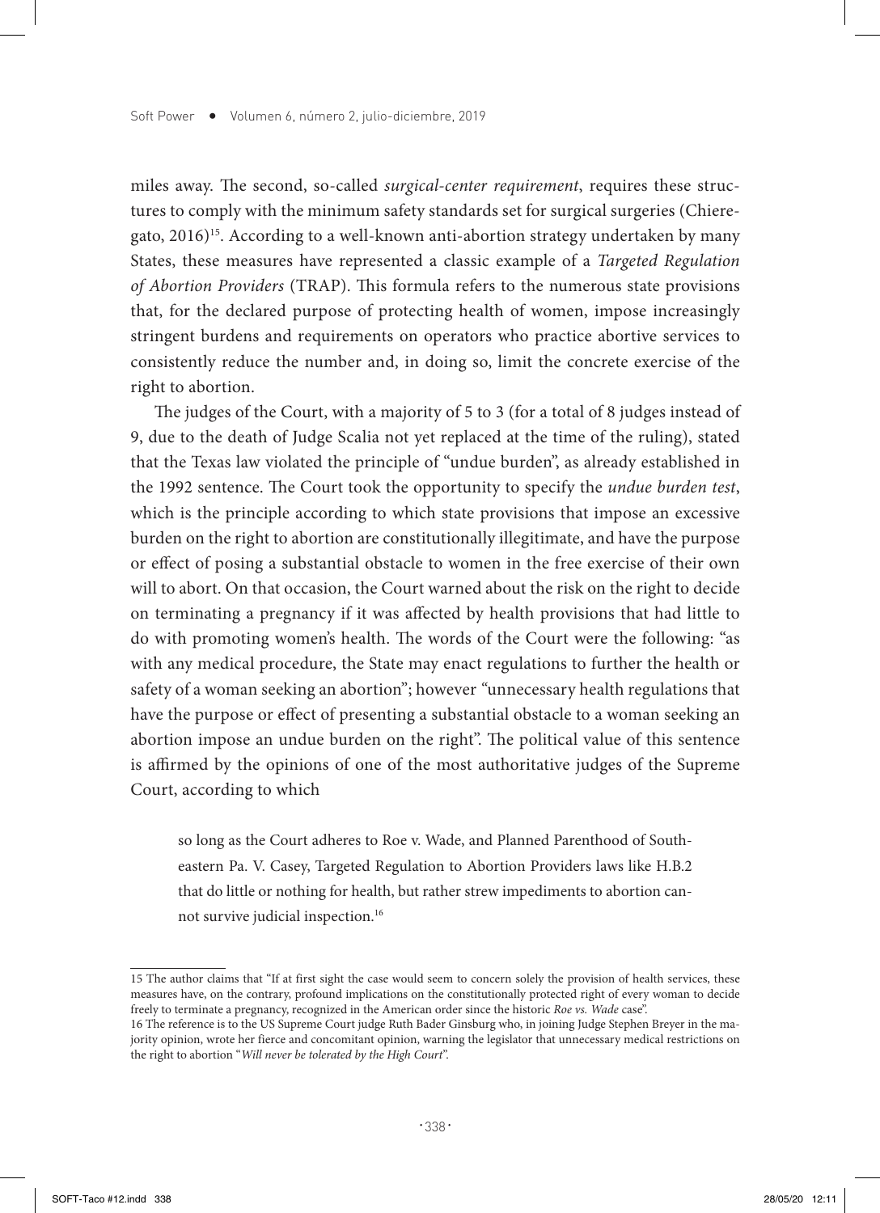miles away. The second, so-called *surgical-center requirement*, requires these structures to comply with the minimum safety standards set for surgical surgeries (Chieregato, 2016)[15]. According to a well-known anti-abortion strategy undertaken by many States, these measures have represented a classic example of a *Targeted Regulation of Abortion Providers* (TRAP). This formula refers to the numerous state provisions that, for the declared purpose of protecting health of women, impose increasingly stringent burdens and requirements on operators who practice abortive services to consistently reduce the number and, in doing so, limit the concrete exercise of the right to abortion.

The judges of the Court, with a majority of 5 to 3 (for a total of 8 judges instead of 9, due to the death of Judge Scalia not yet replaced at the time of the ruling), stated that the Texas law violated the principle of "undue burden", as already established in the 1992 sentence. The Court took the opportunity to specify the *undue burden test*, which is the principle according to which state provisions that impose an excessive burden on the right to abortion are constitutionally illegitimate, and have the purpose or effect of posing a substantial obstacle to women in the free exercise of their own will to abort. On that occasion, the Court warned about the risk on the right to decide on terminating a pregnancy if it was affected by health provisions that had little to do with promoting women's health. The words of the Court were the following: "as with any medical procedure, the State may enact regulations to further the health or safety of a woman seeking an abortion"; however "unnecessary health regulations that have the purpose or effect of presenting a substantial obstacle to a woman seeking an abortion impose an undue burden on the right". The political value of this sentence is affirmed by the opinions of one of the most authoritative judges of the Supreme Court, according to which

> so long as the Court adheres to Roe v. Wade, and Planned Parenthood of Southeastern Pa. V. Casey, Targeted Regulation to Abortion Providers laws like H.B.2 that do little or nothing for health, but rather strew impediments to abortion cannot survive judicial inspection.[16]

---

15 The author claims that "If at first sight the case would seem to concern solely the provision of health services, these measures have, on the contrary, profound implications on the constitutionally protected right of every woman to decide freely to terminate a pregnancy, recognized in the American order since the historic *Roe vs. Wade* case".

16 The reference is to the US Supreme Court judge Ruth Bader Ginsburg who, in joining Judge Stephen Breyer in the majority opinion, wrote her fierce and concomitant opinion, warning the legislator that unnecessary medical restrictions on the right to abortion "*Will never be tolerated by the High Court*".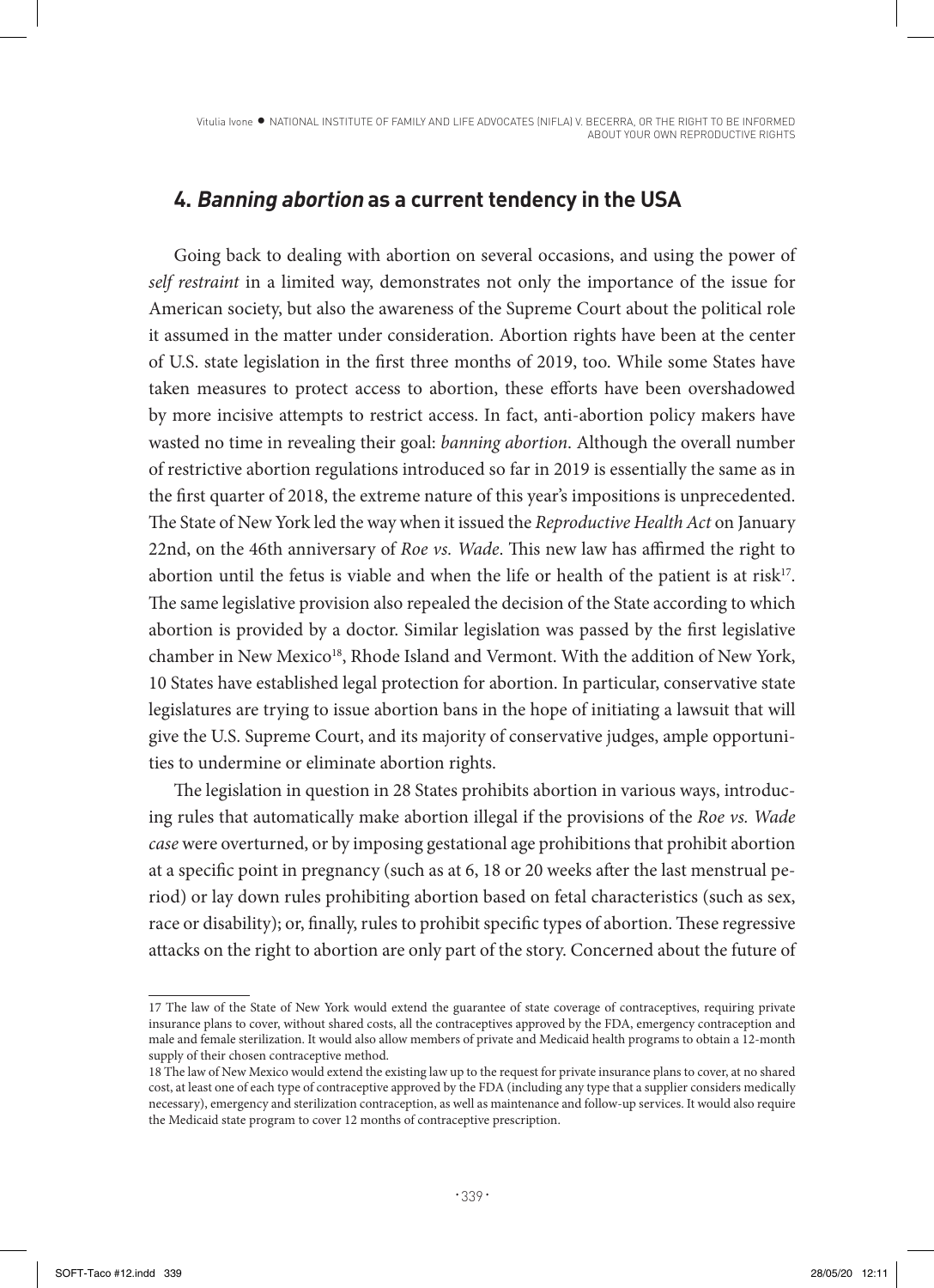## 4. *Banning abortion* as a current tendency in the USA

Going back to dealing with abortion on several occasions, and using the power of *self restraint* in a limited way, demonstrates not only the importance of the issue for American society, but also the awareness of the Supreme Court about the political role it assumed in the matter under consideration. Abortion rights have been at the center of U.S. state legislation in the first three months of 2019, too. While some States have taken measures to protect access to abortion, these efforts have been overshadowed by more incisive attempts to restrict access. In fact, anti-abortion policy makers have wasted no time in revealing their goal: *banning abortion*. Although the overall number of restrictive abortion regulations introduced so far in 2019 is essentially the same as in the first quarter of 2018, the extreme nature of this year's impositions is unprecedented. The State of New York led the way when it issued the *Reproductive Health Act* on January 22nd, on the 46th anniversary of *Roe vs. Wade*. This new law has affirmed the right to abortion until the fetus is viable and when the life or health of the patient is at risk[17]. The same legislative provision also repealed the decision of the State according to which abortion is provided by a doctor. Similar legislation was passed by the first legislative chamber in New Mexico[18], Rhode Island and Vermont. With the addition of New York, 10 States have established legal protection for abortion. In particular, conservative state legislatures are trying to issue abortion bans in the hope of initiating a lawsuit that will give the U.S. Supreme Court, and its majority of conservative judges, ample opportunities to undermine or eliminate abortion rights.

The legislation in question in 28 States prohibits abortion in various ways, introducing rules that automatically make abortion illegal if the provisions of the *Roe vs. Wade case* were overturned, or by imposing gestational age prohibitions that prohibit abortion at a specific point in pregnancy (such as at 6, 18 or 20 weeks after the last menstrual period) or lay down rules prohibiting abortion based on fetal characteristics (such as sex, race or disability); or, finally, rules to prohibit specific types of abortion. These regressive attacks on the right to abortion are only part of the story. Concerned about the future of

---

17 The law of the State of New York would extend the guarantee of state coverage of contraceptives, requiring private insurance plans to cover, without shared costs, all the contraceptives approved by the FDA, emergency contraception and male and female sterilization. It would also allow members of private and Medicaid health programs to obtain a 12-month supply of their chosen contraceptive method.

18 The law of New Mexico would extend the existing law up to the request for private insurance plans to cover, at no shared cost, at least one of each type of contraceptive approved by the FDA (including any type that a supplier considers medically necessary), emergency and sterilization contraception, as well as maintenance and follow-up services. It would also require the Medicaid state program to cover 12 months of contraceptive prescription.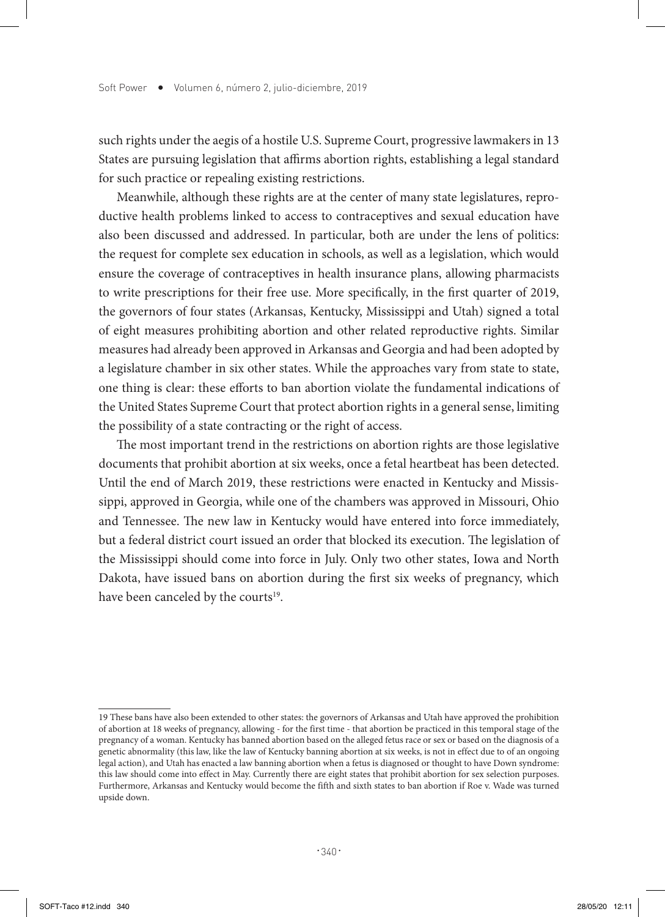such rights under the aegis of a hostile U.S. Supreme Court, progressive lawmakers in 13 States are pursuing legislation that affirms abortion rights, establishing a legal standard for such practice or repealing existing restrictions.

Meanwhile, although these rights are at the center of many state legislatures, reproductive health problems linked to access to contraceptives and sexual education have also been discussed and addressed. In particular, both are under the lens of politics: the request for complete sex education in schools, as well as a legislation, which would ensure the coverage of contraceptives in health insurance plans, allowing pharmacists to write prescriptions for their free use. More specifically, in the first quarter of 2019, the governors of four states (Arkansas, Kentucky, Mississippi and Utah) signed a total of eight measures prohibiting abortion and other related reproductive rights. Similar measures had already been approved in Arkansas and Georgia and had been adopted by a legislature chamber in six other states. While the approaches vary from state to state, one thing is clear: these efforts to ban abortion violate the fundamental indications of the United States Supreme Court that protect abortion rights in a general sense, limiting the possibility of a state contracting or the right of access.

The most important trend in the restrictions on abortion rights are those legislative documents that prohibit abortion at six weeks, once a fetal heartbeat has been detected. Until the end of March 2019, these restrictions were enacted in Kentucky and Mississippi, approved in Georgia, while one of the chambers was approved in Missouri, Ohio and Tennessee. The new law in Kentucky would have entered into force immediately, but a federal district court issued an order that blocked its execution. The legislation of the Mississippi should come into force in July. Only two other states, Iowa and North Dakota, have issued bans on abortion during the first six weeks of pregnancy, which have been canceled by the courts[19].

---

19 These bans have also been extended to other states: the governors of Arkansas and Utah have approved the prohibition of abortion at 18 weeks of pregnancy, allowing - for the first time - that abortion be practiced in this temporal stage of the pregnancy of a woman. Kentucky has banned abortion based on the alleged fetus race or sex or based on the diagnosis of a genetic abnormality (this law, like the law of Kentucky banning abortion at six weeks, is not in effect due to of an ongoing legal action), and Utah has enacted a law banning abortion when a fetus is diagnosed or thought to have Down syndrome: this law should come into effect in May. Currently there are eight states that prohibit abortion for sex selection purposes. Furthermore, Arkansas and Kentucky would become the fifth and sixth states to ban abortion if Roe v. Wade was turned upside down.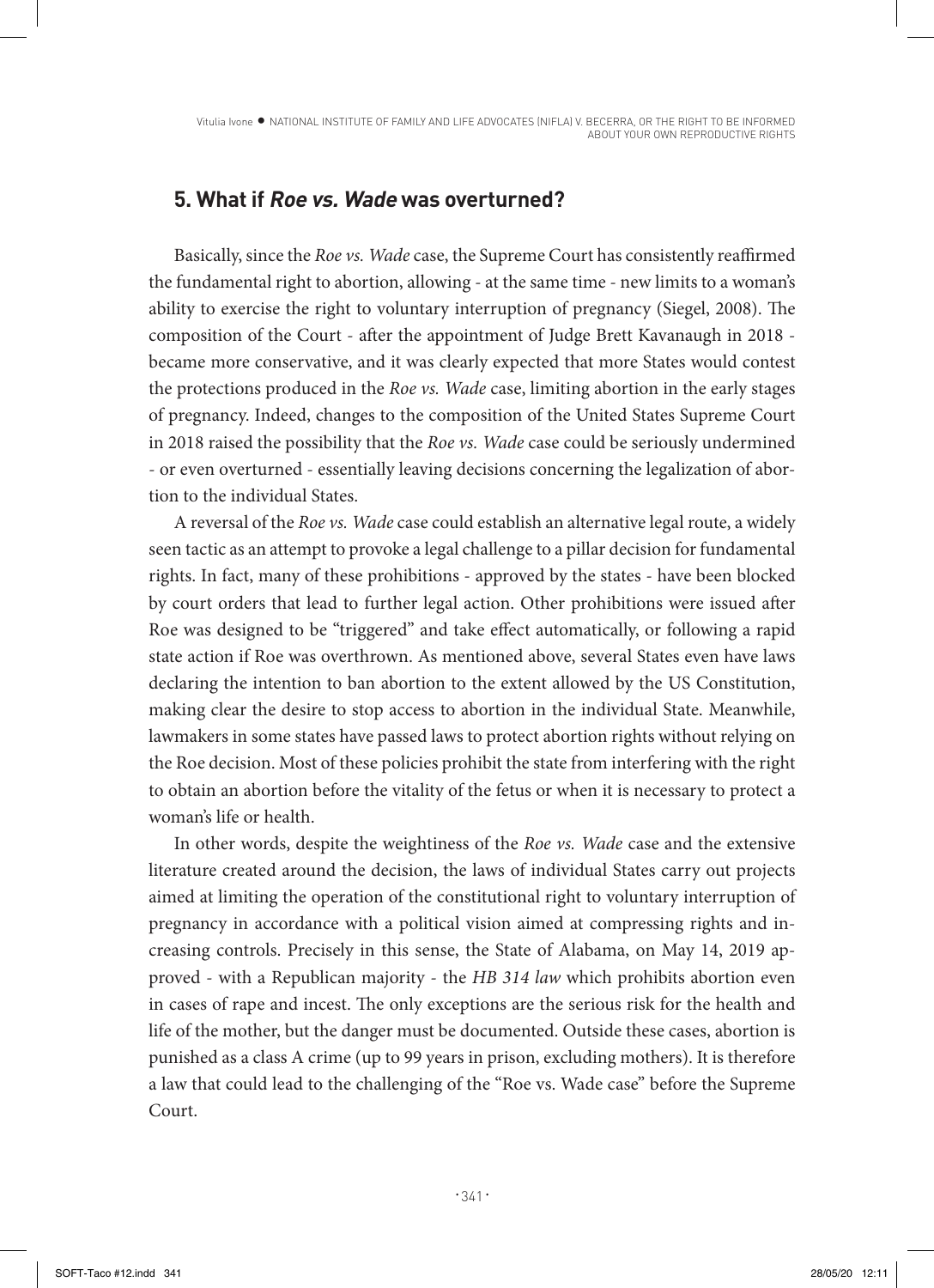## 5. What if *Roe vs. Wade* was overturned?

Basically, since the *Roe vs. Wade* case, the Supreme Court has consistently reaffirmed the fundamental right to abortion, allowing - at the same time - new limits to a woman's ability to exercise the right to voluntary interruption of pregnancy (Siegel, 2008). The composition of the Court - after the appointment of Judge Brett Kavanaugh in 2018 - became more conservative, and it was clearly expected that more States would contest the protections produced in the *Roe vs. Wade* case, limiting abortion in the early stages of pregnancy. Indeed, changes to the composition of the United States Supreme Court in 2018 raised the possibility that the *Roe vs. Wade* case could be seriously undermined - or even overturned - essentially leaving decisions concerning the legalization of abortion to the individual States.

A reversal of the *Roe vs. Wade* case could establish an alternative legal route, a widely seen tactic as an attempt to provoke a legal challenge to a pillar decision for fundamental rights. In fact, many of these prohibitions - approved by the states - have been blocked by court orders that lead to further legal action. Other prohibitions were issued after Roe was designed to be "triggered" and take effect automatically, or following a rapid state action if Roe was overthrown. As mentioned above, several States even have laws declaring the intention to ban abortion to the extent allowed by the US Constitution, making clear the desire to stop access to abortion in the individual State. Meanwhile, lawmakers in some states have passed laws to protect abortion rights without relying on the Roe decision. Most of these policies prohibit the state from interfering with the right to obtain an abortion before the vitality of the fetus or when it is necessary to protect a woman's life or health.

In other words, despite the weightiness of the *Roe vs. Wade* case and the extensive literature created around the decision, the laws of individual States carry out projects aimed at limiting the operation of the constitutional right to voluntary interruption of pregnancy in accordance with a political vision aimed at compressing rights and increasing controls. Precisely in this sense, the State of Alabama, on May 14, 2019 approved - with a Republican majority - the *HB 314 law* which prohibits abortion even in cases of rape and incest. The only exceptions are the serious risk for the health and life of the mother, but the danger must be documented. Outside these cases, abortion is punished as a class A crime (up to 99 years in prison, excluding mothers). It is therefore a law that could lead to the challenging of the "Roe vs. Wade case" before the Supreme Court.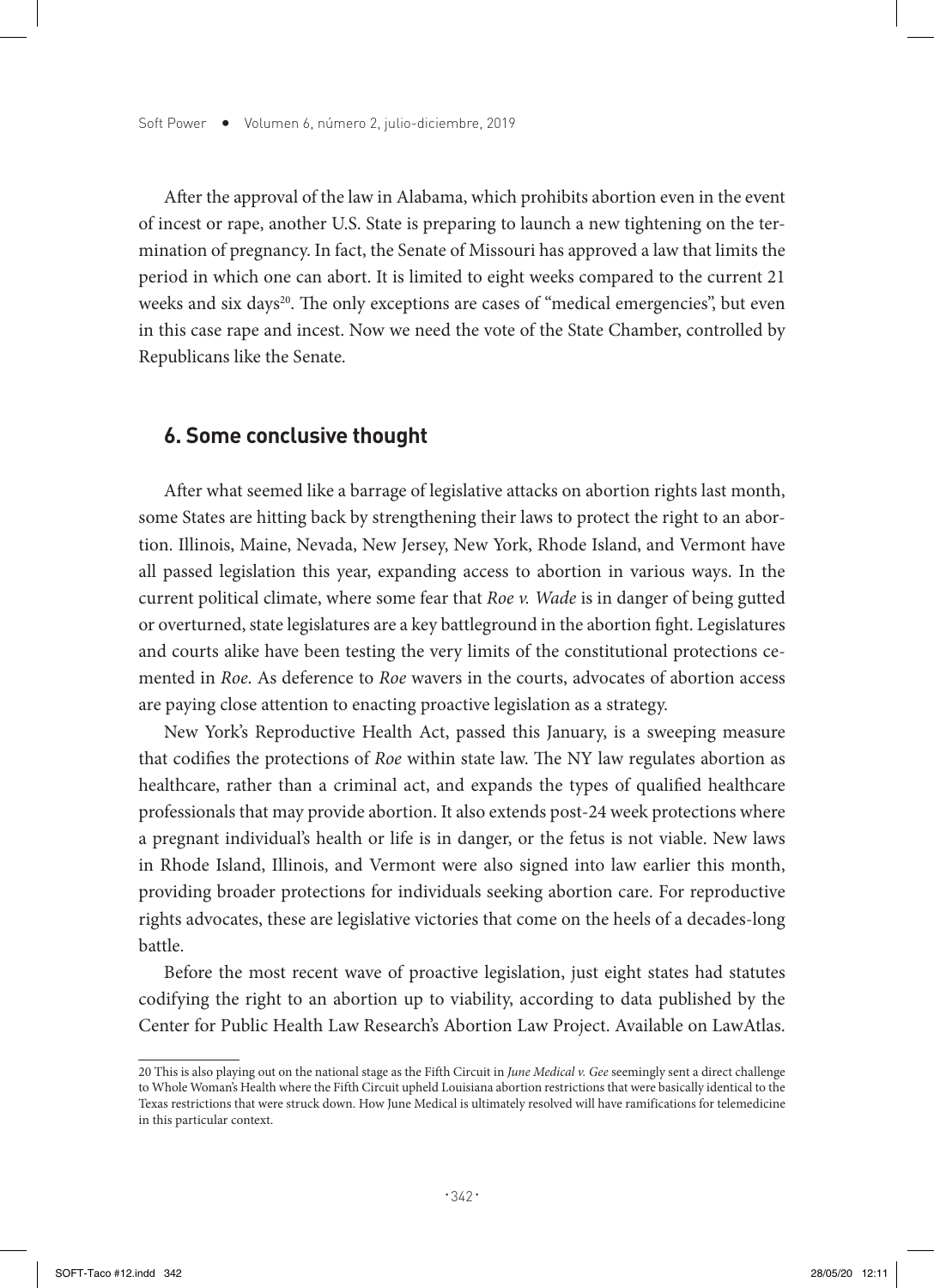After the approval of the law in Alabama, which prohibits abortion even in the event of incest or rape, another U.S. State is preparing to launch a new tightening on the termination of pregnancy. In fact, the Senate of Missouri has approved a law that limits the period in which one can abort. It is limited to eight weeks compared to the current 21 weeks and six days[20]. The only exceptions are cases of "medical emergencies", but even in this case rape and incest. Now we need the vote of the State Chamber, controlled by Republicans like the Senate.

## 6. Some conclusive thought

After what seemed like a barrage of legislative attacks on abortion rights last month, some States are hitting back by strengthening their laws to protect the right to an abortion. Illinois, Maine, Nevada, New Jersey, New York, Rhode Island, and Vermont have all passed legislation this year, expanding access to abortion in various ways. In the current political climate, where some fear that *Roe v. Wade* is in danger of being gutted or overturned, state legislatures are a key battleground in the abortion fight. Legislatures and courts alike have been testing the very limits of the constitutional protections cemented in *Roe*. As deference to *Roe* wavers in the courts, advocates of abortion access are paying close attention to enacting proactive legislation as a strategy.

New York's Reproductive Health Act, passed this January, is a sweeping measure that codifies the protections of *Roe* within state law. The NY law regulates abortion as healthcare, rather than a criminal act, and expands the types of qualified healthcare professionals that may provide abortion. It also extends post-24 week protections where a pregnant individual's health or life is in danger, or the fetus is not viable. New laws in Rhode Island, Illinois, and Vermont were also signed into law earlier this month, providing broader protections for individuals seeking abortion care. For reproductive rights advocates, these are legislative victories that come on the heels of a decades-long battle.

Before the most recent wave of proactive legislation, just eight states had statutes codifying the right to an abortion up to viability, according to data published by the Center for Public Health Law Research's Abortion Law Project. Available on LawAtlas.

---

[20] This is also playing out on the national stage as the Fifth Circuit in *June Medical v. Gee* seemingly sent a direct challenge to Whole Woman's Health where the Fifth Circuit upheld Louisiana abortion restrictions that were basically identical to the Texas restrictions that were struck down. How June Medical is ultimately resolved will have ramifications for telemedicine in this particular context.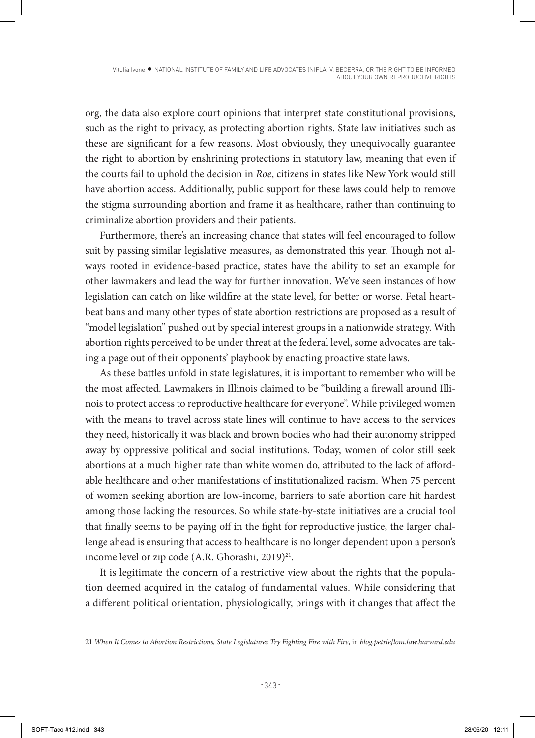org, the data also explore court opinions that interpret state constitutional provisions, such as the right to privacy, as protecting abortion rights. State law initiatives such as these are significant for a few reasons. Most obviously, they unequivocally guarantee the right to abortion by enshrining protections in statutory law, meaning that even if the courts fail to uphold the decision in *Roe*, citizens in states like New York would still have abortion access. Additionally, public support for these laws could help to remove the stigma surrounding abortion and frame it as healthcare, rather than continuing to criminalize abortion providers and their patients.

Furthermore, there's an increasing chance that states will feel encouraged to follow suit by passing similar legislative measures, as demonstrated this year. Though not always rooted in evidence-based practice, states have the ability to set an example for other lawmakers and lead the way for further innovation. We've seen instances of how legislation can catch on like wildfire at the state level, for better or worse. Fetal heartbeat bans and many other types of state abortion restrictions are proposed as a result of "model legislation" pushed out by special interest groups in a nationwide strategy. With abortion rights perceived to be under threat at the federal level, some advocates are taking a page out of their opponents' playbook by enacting proactive state laws.

As these battles unfold in state legislatures, it is important to remember who will be the most affected. Lawmakers in Illinois claimed to be "building a firewall around Illinois to protect access to reproductive healthcare for everyone". While privileged women with the means to travel across state lines will continue to have access to the services they need, historically it was black and brown bodies who had their autonomy stripped away by oppressive political and social institutions. Today, women of color still seek abortions at a much higher rate than white women do, attributed to the lack of affordable healthcare and other manifestations of institutionalized racism. When 75 percent of women seeking abortion are low-income, barriers to safe abortion care hit hardest among those lacking the resources. So while state-by-state initiatives are a crucial tool that finally seems to be paying off in the fight for reproductive justice, the larger challenge ahead is ensuring that access to healthcare is no longer dependent upon a person's income level or zip code (A.R. Ghorashi, 2019)[21].

It is legitimate the concern of a restrictive view about the rights that the population deemed acquired in the catalog of fundamental values. While considering that a different political orientation, physiologically, brings with it changes that affect the

21 *When It Comes to Abortion Restrictions, State Legislatures Try Fighting Fire with Fire*, in *blog.petrieflom.law.harvard.edu*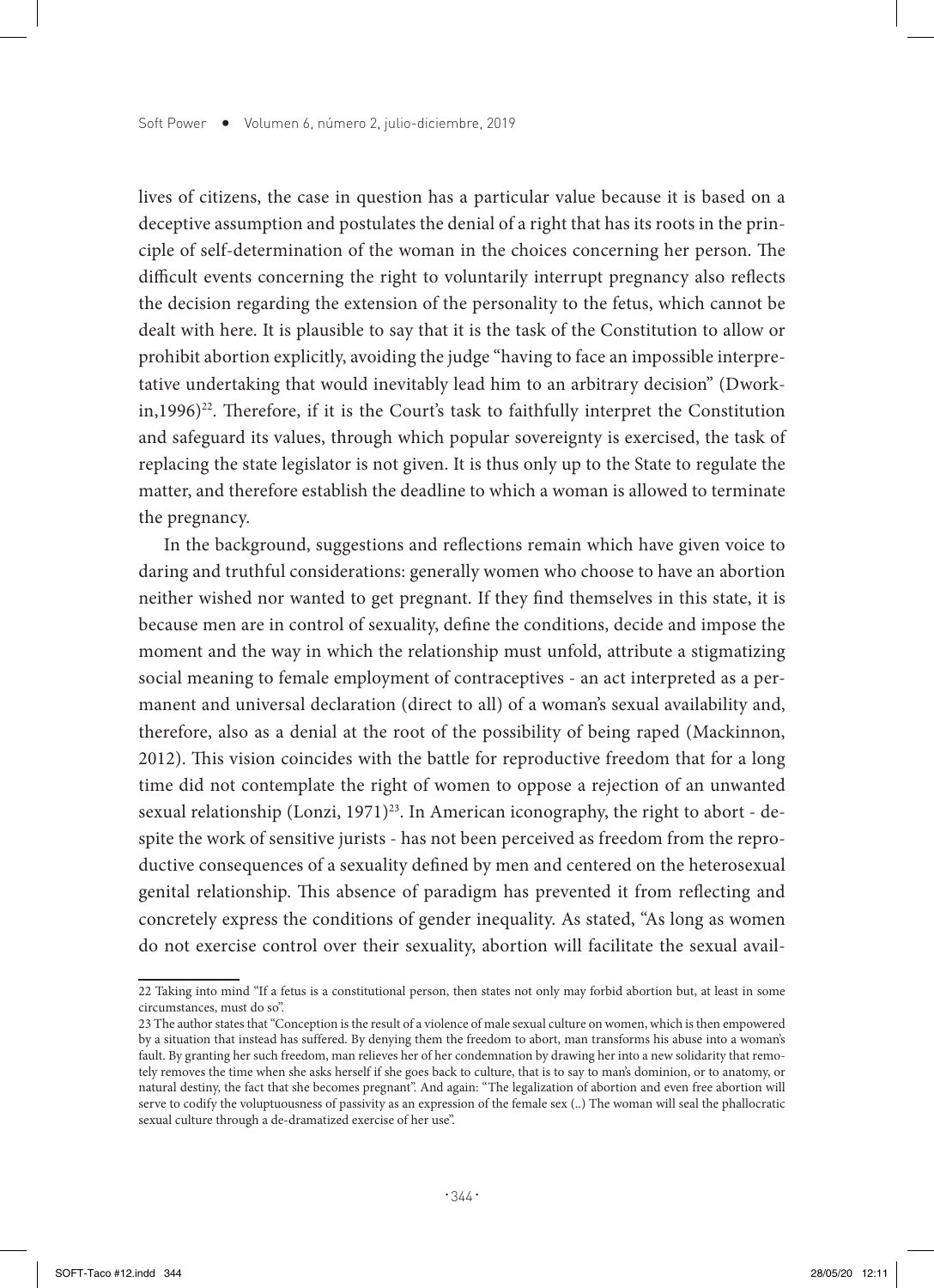lives of citizens, the case in question has a particular value because it is based on a deceptive assumption and postulates the denial of a right that has its roots in the principle of self-determination of the woman in the choices concerning her person. The difficult events concerning the right to voluntarily interrupt pregnancy also reflects the decision regarding the extension of the personality to the fetus, which cannot be dealt with here. It is plausible to say that it is the task of the Constitution to allow or prohibit abortion explicitly, avoiding the judge "having to face an impossible interpretative undertaking that would inevitably lead him to an arbitrary decision" (Dworkin,1996)[22]. Therefore, if it is the Court's task to faithfully interpret the Constitution and safeguard its values, through which popular sovereignty is exercised, the task of replacing the state legislator is not given. It is thus only up to the State to regulate the matter, and therefore establish the deadline to which a woman is allowed to terminate the pregnancy.

In the background, suggestions and reflections remain which have given voice to daring and truthful considerations: generally women who choose to have an abortion neither wished nor wanted to get pregnant. If they find themselves in this state, it is because men are in control of sexuality, define the conditions, decide and impose the moment and the way in which the relationship must unfold, attribute a stigmatizing social meaning to female employment of contraceptives - an act interpreted as a permanent and universal declaration (direct to all) of a woman's sexual availability and, therefore, also as a denial at the root of the possibility of being raped (Mackinnon, 2012). This vision coincides with the battle for reproductive freedom that for a long time did not contemplate the right of women to oppose a rejection of an unwanted sexual relationship (Lonzi, 1971)[23]. In American iconography, the right to abort - despite the work of sensitive jurists - has not been perceived as freedom from the reproductive consequences of a sexuality defined by men and centered on the heterosexual genital relationship. This absence of paradigm has prevented it from reflecting and concretely express the conditions of gender inequality. As stated, "As long as women do not exercise control over their sexuality, abortion will facilitate the sexual avail-

---

22 Taking into mind "If a fetus is a constitutional person, then states not only may forbid abortion but, at least in some circumstances, must do so".

23 The author states that "Conception is the result of a violence of male sexual culture on women, which is then empowered by a situation that instead has suffered. By denying them the freedom to abort, man transforms his abuse into a woman's fault. By granting her such freedom, man relieves her of her condemnation by drawing her into a new solidarity that remotely removes the time when she asks herself if she goes back to culture, that is to say to man's dominion, or to anatomy, or natural destiny, the fact that she becomes pregnant". And again: "The legalization of abortion and even free abortion will serve to codify the voluptuousness of passivity as an expression of the female sex (..) The woman will seal the phallocratic sexual culture through a de-dramatized exercise of her use".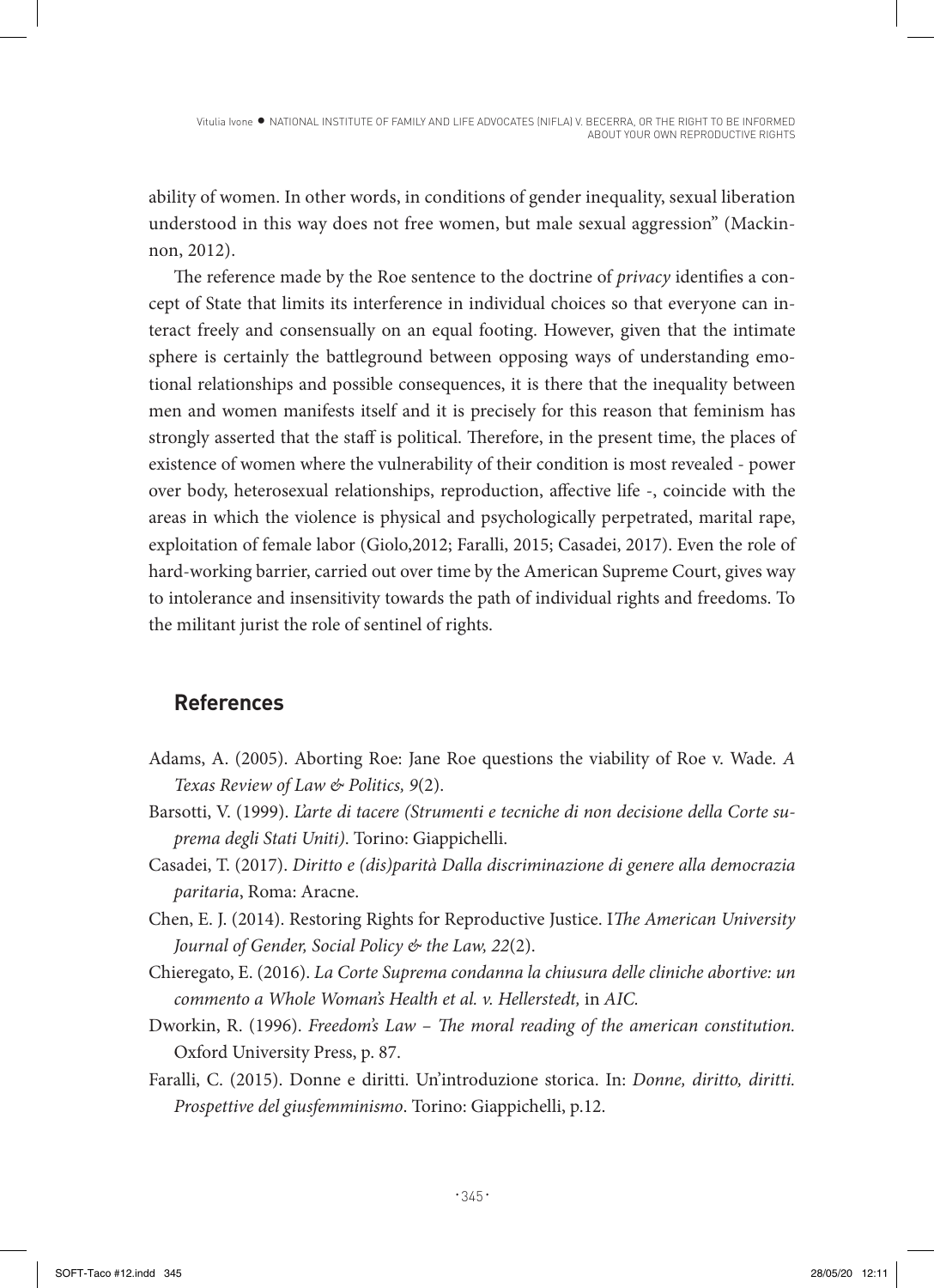ability of women. In other words, in conditions of gender inequality, sexual liberation understood in this way does not free women, but male sexual aggression" (Mackinnon, 2012).

The reference made by the Roe sentence to the doctrine of *privacy* identifies a concept of State that limits its interference in individual choices so that everyone can interact freely and consensually on an equal footing. However, given that the intimate sphere is certainly the battleground between opposing ways of understanding emotional relationships and possible consequences, it is there that the inequality between men and women manifests itself and it is precisely for this reason that feminism has strongly asserted that the staff is political. Therefore, in the present time, the places of existence of women where the vulnerability of their condition is most revealed - power over body, heterosexual relationships, reproduction, affective life -, coincide with the areas in which the violence is physical and psychologically perpetrated, marital rape, exploitation of female labor (Giolo,2012; Faralli, 2015; Casadei, 2017). Even the role of hard-working barrier, carried out over time by the American Supreme Court, gives way to intolerance and insensitivity towards the path of individual rights and freedoms. To the militant jurist the role of sentinel of rights.

## References

Adams, A. (2005). Aborting Roe: Jane Roe questions the viability of Roe v. Wade. *A Texas Review of Law & Politics, 9*(2).

Barsotti, V. (1999). *L'arte di tacere (Strumenti e tecniche di non decisione della Corte suprema degli Stati Uniti)*. Torino: Giappichelli.

Casadei, T. (2017). *Diritto e (dis)parità Dalla discriminazione di genere alla democrazia paritaria*, Roma: Aracne.

Chen, E. J. (2014). Restoring Rights for Reproductive Justice. I*The American University Journal of Gender, Social Policy & the Law, 22*(2).

Chieregato, E. (2016). *La Corte Suprema condanna la chiusura delle cliniche abortive: un commento a Whole Woman's Health et al. v. Hellerstedt,* in *AIC.*

Dworkin, R. (1996). *Freedom's Law – The moral reading of the american constitution.* Oxford University Press, p. 87.

Faralli, C. (2015). Donne e diritti. Un'introduzione storica. In: *Donne, diritto, diritti. Prospettive del giusfemminismo*. Torino: Giappichelli, p.12.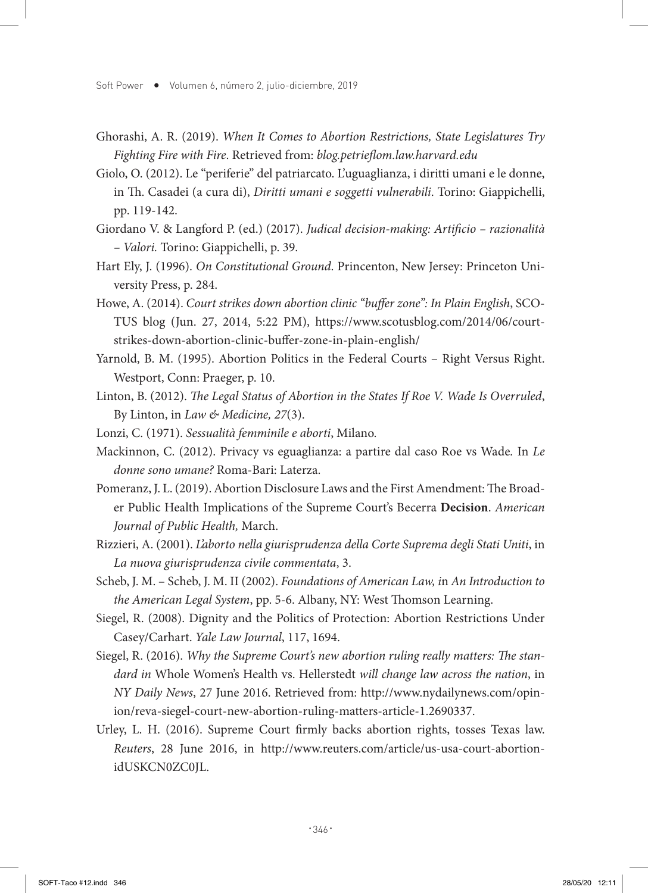Ghorashi, A. R. (2019). *When It Comes to Abortion Restrictions, State Legislatures Try Fighting Fire with Fire*. Retrieved from: *blog.petrieflom.law.harvard.edu*

Giolo, O. (2012). Le "periferie" del patriarcato. L'uguaglianza, i diritti umani e le donne, in Th. Casadei (a cura di), *Diritti umani e soggetti vulnerabili*. Torino: Giappichelli, pp. 119-142.

Giordano V. & Langford P. (ed.) (2017). *Judical decision-making: Artificio – razionalità – Valori.* Torino: Giappichelli, p. 39.

Hart Ely, J. (1996). *On Constitutional Ground*. Princenton, New Jersey: Princeton University Press, p. 284.

Howe, A. (2014). *Court strikes down abortion clinic "buffer zone": In Plain English*, SCOTUS blog (Jun. 27, 2014, 5:22 PM), https://www.scotusblog.com/2014/06/court-strikes-down-abortion-clinic-buffer-zone-in-plain-english/

Yarnold, B. M. (1995). Abortion Politics in the Federal Courts – Right Versus Right. Westport, Conn: Praeger, p. 10.

Linton, B. (2012). *The Legal Status of Abortion in the States If Roe V. Wade Is Overruled*, By Linton, in *Law & Medicine, 27*(3).

Lonzi, C. (1971). *Sessualità femminile e aborti*, Milano.

Mackinnon, C. (2012). Privacy vs eguaglianza: a partire dal caso Roe vs Wade. In *Le donne sono umane?* Roma-Bari: Laterza.

Pomeranz, J. L. (2019). Abortion Disclosure Laws and the First Amendment: The Broader Public Health Implications of the Supreme Court's Becerra **Decision**. *American Journal of Public Health,* March.

Rizzieri, A. (2001). *L'aborto nella giurisprudenza della Corte Suprema degli Stati Uniti*, in *La nuova giurisprudenza civile commentata*, 3.

Scheb, J. M. – Scheb, J. M. II (2002). *Foundations of American Law, i*n *An Introduction to the American Legal System*, pp. 5-6. Albany, NY: West Thomson Learning.

Siegel, R. (2008). Dignity and the Politics of Protection: Abortion Restrictions Under Casey/Carhart. *Yale Law Journal*, 117, 1694.

Siegel, R. (2016). *Why the Supreme Court's new abortion ruling really matters: The standard in* Whole Women's Health vs. Hellerstedt *will change law across the nation*, in *NY Daily News*, 27 June 2016. Retrieved from: http://www.nydailynews.com/opinion/reva-siegel-court-new-abortion-ruling-matters-article-1.2690337.

Urley, L. H. (2016). Supreme Court firmly backs abortion rights, tosses Texas law. *Reuters*, 28 June 2016, in http://www.reuters.com/article/us-usa-court-abortion-idUSKCN0ZC0JL.